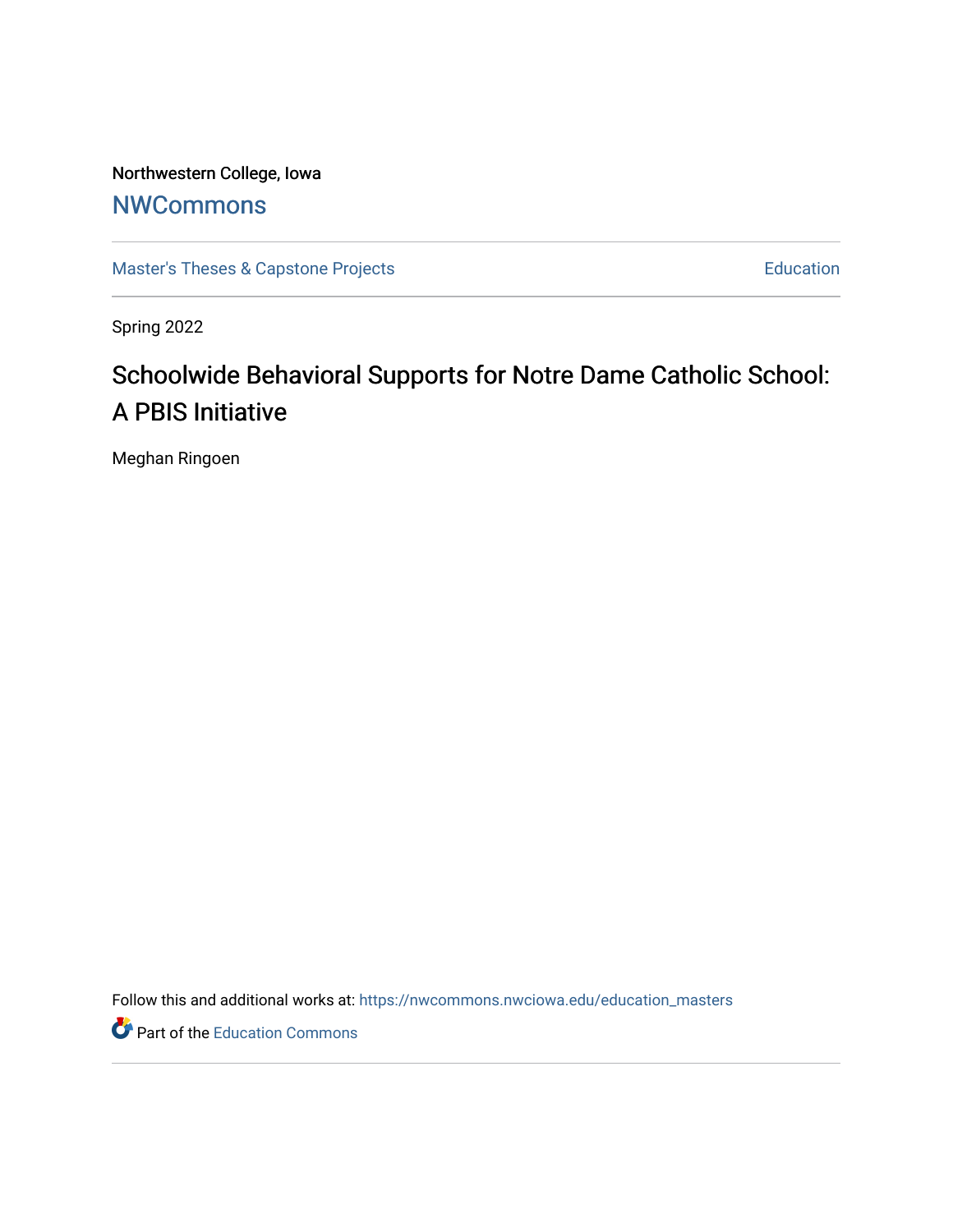Northwestern College, Iowa

# NWCommons

Master's Theses & Capstone Projects | Education

Spring 2022

## Schoolwide Behavioral Supports for Notre Dame Catholic School: A PBIS Initiative

Meghan Ringoen

Follow this and additional works at: https://nwcommons.nwciowa.edu/education_masters

Part of the Education Commons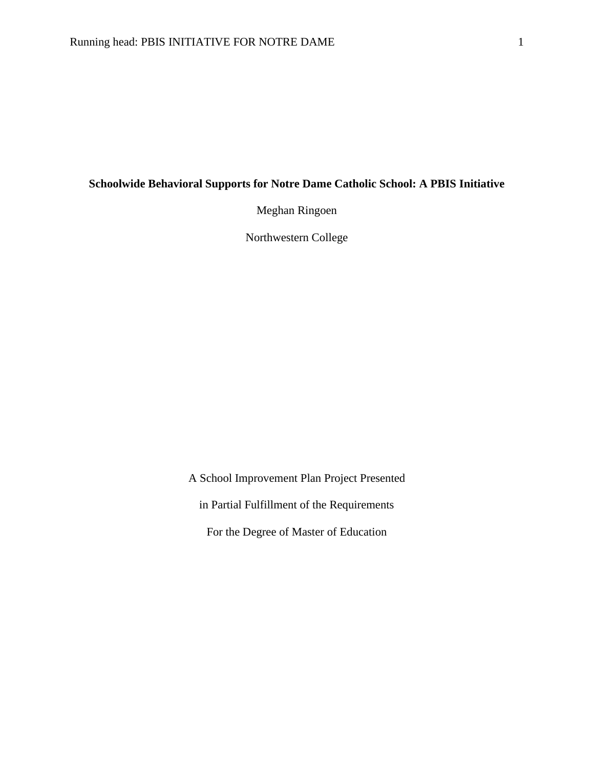**Schoolwide Behavioral Supports for Notre Dame Catholic School: A PBIS Initiative**

Meghan Ringoen

Northwestern College

A School Improvement Plan Project Presented

in Partial Fulfillment of the Requirements

For the Degree of Master of Education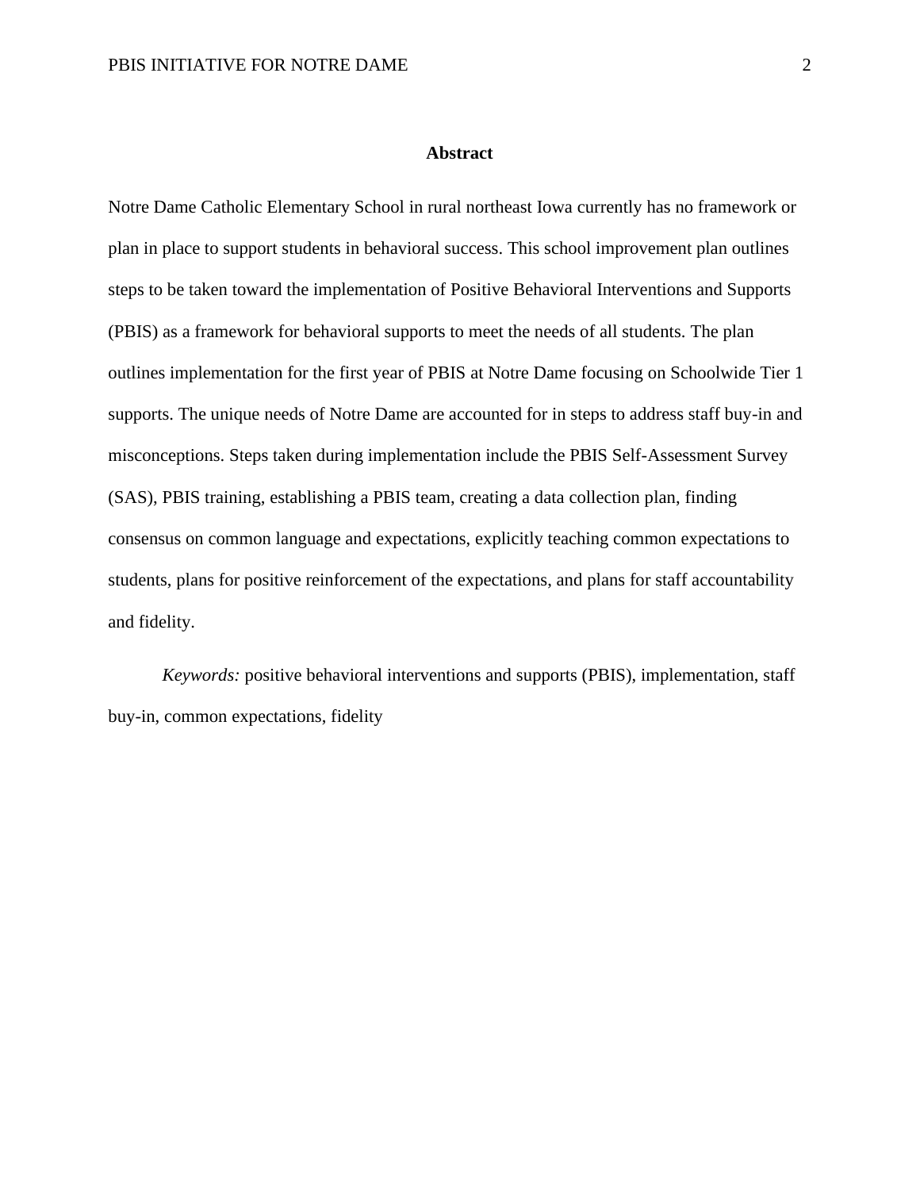## Abstract

Notre Dame Catholic Elementary School in rural northeast Iowa currently has no framework or plan in place to support students in behavioral success. This school improvement plan outlines steps to be taken toward the implementation of Positive Behavioral Interventions and Supports (PBIS) as a framework for behavioral supports to meet the needs of all students. The plan outlines implementation for the first year of PBIS at Notre Dame focusing on Schoolwide Tier 1 supports. The unique needs of Notre Dame are accounted for in steps to address staff buy-in and misconceptions. Steps taken during implementation include the PBIS Self-Assessment Survey (SAS), PBIS training, establishing a PBIS team, creating a data collection plan, finding consensus on common language and expectations, explicitly teaching common expectations to students, plans for positive reinforcement of the expectations, and plans for staff accountability and fidelity.

*Keywords:* positive behavioral interventions and supports (PBIS), implementation, staff buy-in, common expectations, fidelity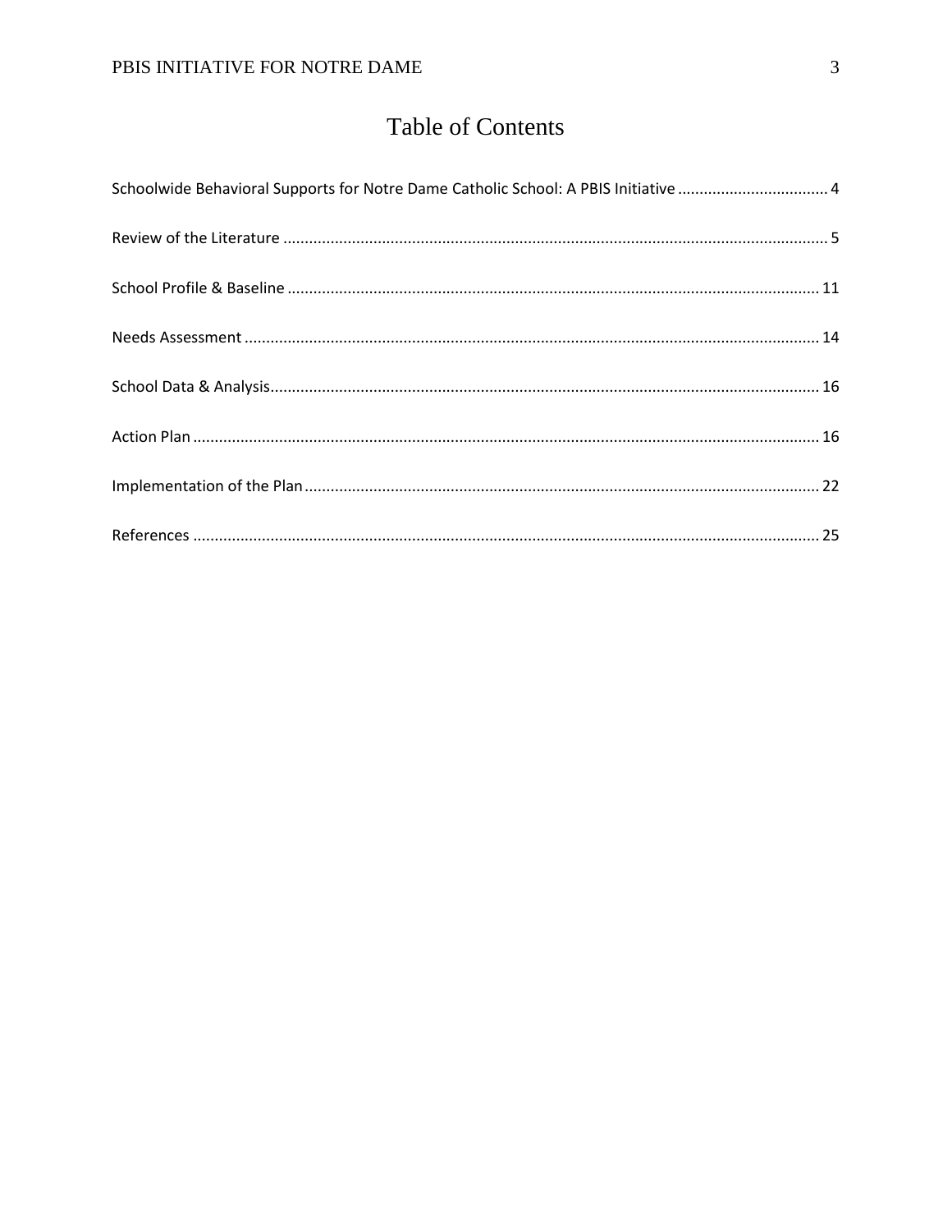# Table of Contents

Schoolwide Behavioral Supports for Notre Dame Catholic School: A PBIS Initiative .................................. 4

Review of the Literature ............................................................................................................................. 5

School Profile & Baseline .......................................................................................................................... 11

Needs Assessment .................................................................................................................................... 14

School Data & Analysis............................................................................................................................... 16

Action Plan ................................................................................................................................................ 16

Implementation of the Plan....................................................................................................................... 22

References ................................................................................................................................................ 25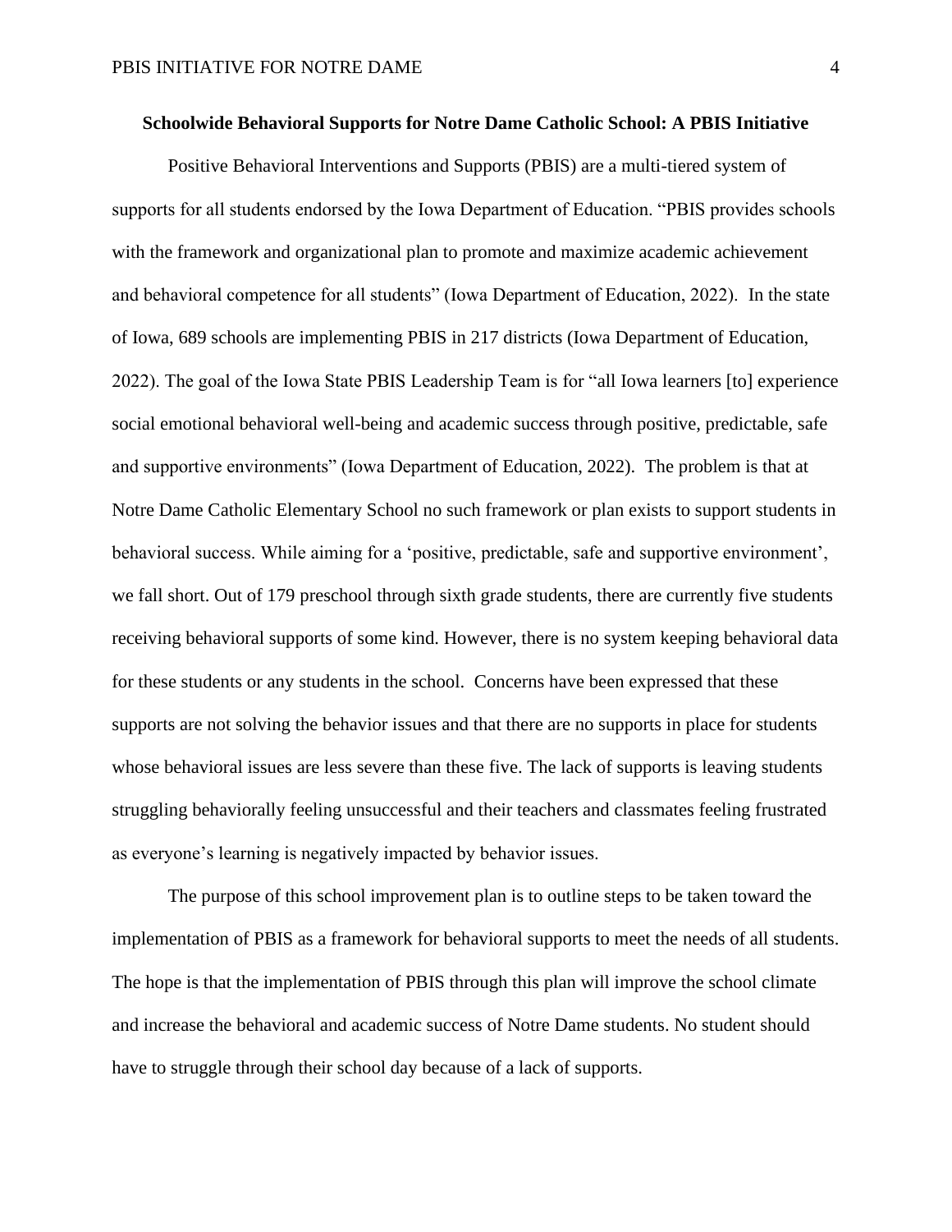**Schoolwide Behavioral Supports for Notre Dame Catholic School: A PBIS Initiative**

Positive Behavioral Interventions and Supports (PBIS) are a multi-tiered system of supports for all students endorsed by the Iowa Department of Education. "PBIS provides schools with the framework and organizational plan to promote and maximize academic achievement and behavioral competence for all students" (Iowa Department of Education, 2022). In the state of Iowa, 689 schools are implementing PBIS in 217 districts (Iowa Department of Education, 2022). The goal of the Iowa State PBIS Leadership Team is for "all Iowa learners [to] experience social emotional behavioral well-being and academic success through positive, predictable, safe and supportive environments" (Iowa Department of Education, 2022). The problem is that at Notre Dame Catholic Elementary School no such framework or plan exists to support students in behavioral success. While aiming for a 'positive, predictable, safe and supportive environment', we fall short. Out of 179 preschool through sixth grade students, there are currently five students receiving behavioral supports of some kind. However, there is no system keeping behavioral data for these students or any students in the school. Concerns have been expressed that these supports are not solving the behavior issues and that there are no supports in place for students whose behavioral issues are less severe than these five. The lack of supports is leaving students struggling behaviorally feeling unsuccessful and their teachers and classmates feeling frustrated as everyone's learning is negatively impacted by behavior issues.

The purpose of this school improvement plan is to outline steps to be taken toward the implementation of PBIS as a framework for behavioral supports to meet the needs of all students. The hope is that the implementation of PBIS through this plan will improve the school climate and increase the behavioral and academic success of Notre Dame students. No student should have to struggle through their school day because of a lack of supports.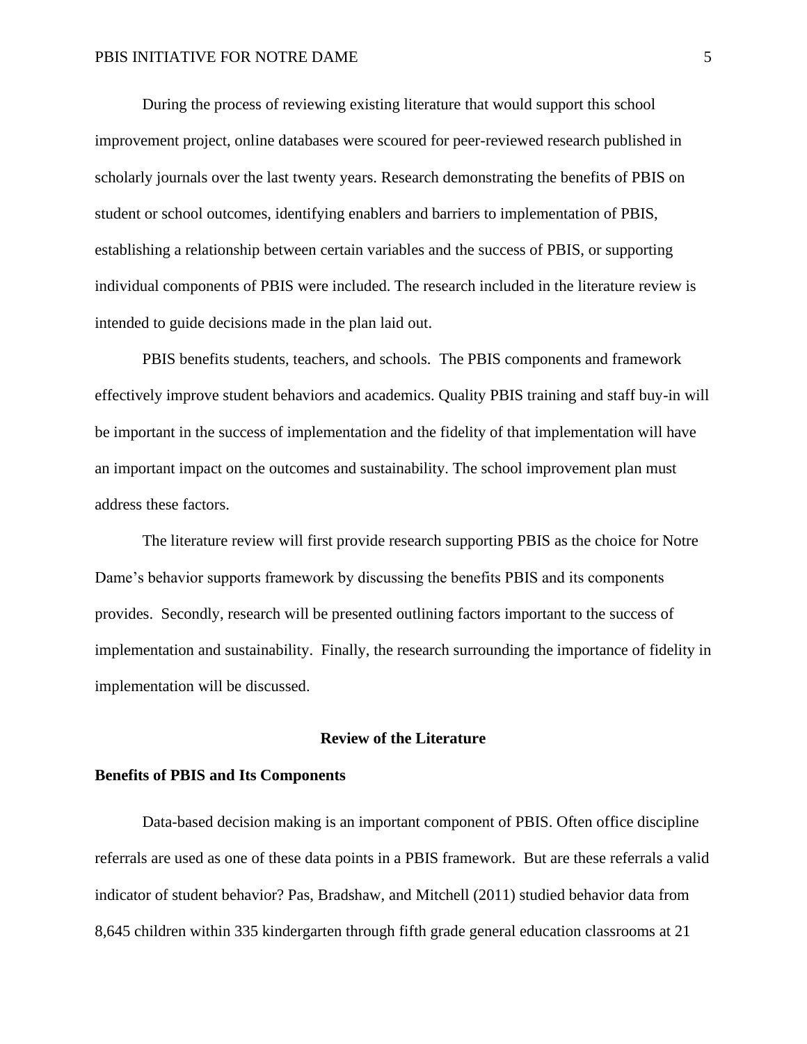During the process of reviewing existing literature that would support this school improvement project, online databases were scoured for peer-reviewed research published in scholarly journals over the last twenty years. Research demonstrating the benefits of PBIS on student or school outcomes, identifying enablers and barriers to implementation of PBIS, establishing a relationship between certain variables and the success of PBIS, or supporting individual components of PBIS were included. The research included in the literature review is intended to guide decisions made in the plan laid out.

PBIS benefits students, teachers, and schools. The PBIS components and framework effectively improve student behaviors and academics. Quality PBIS training and staff buy-in will be important in the success of implementation and the fidelity of that implementation will have an important impact on the outcomes and sustainability. The school improvement plan must address these factors.

The literature review will first provide research supporting PBIS as the choice for Notre Dame's behavior supports framework by discussing the benefits PBIS and its components provides. Secondly, research will be presented outlining factors important to the success of implementation and sustainability. Finally, the research surrounding the importance of fidelity in implementation will be discussed.

## Review of the Literature

### Benefits of PBIS and Its Components

Data-based decision making is an important component of PBIS. Often office discipline referrals are used as one of these data points in a PBIS framework. But are these referrals a valid indicator of student behavior? Pas, Bradshaw, and Mitchell (2011) studied behavior data from 8,645 children within 335 kindergarten through fifth grade general education classrooms at 21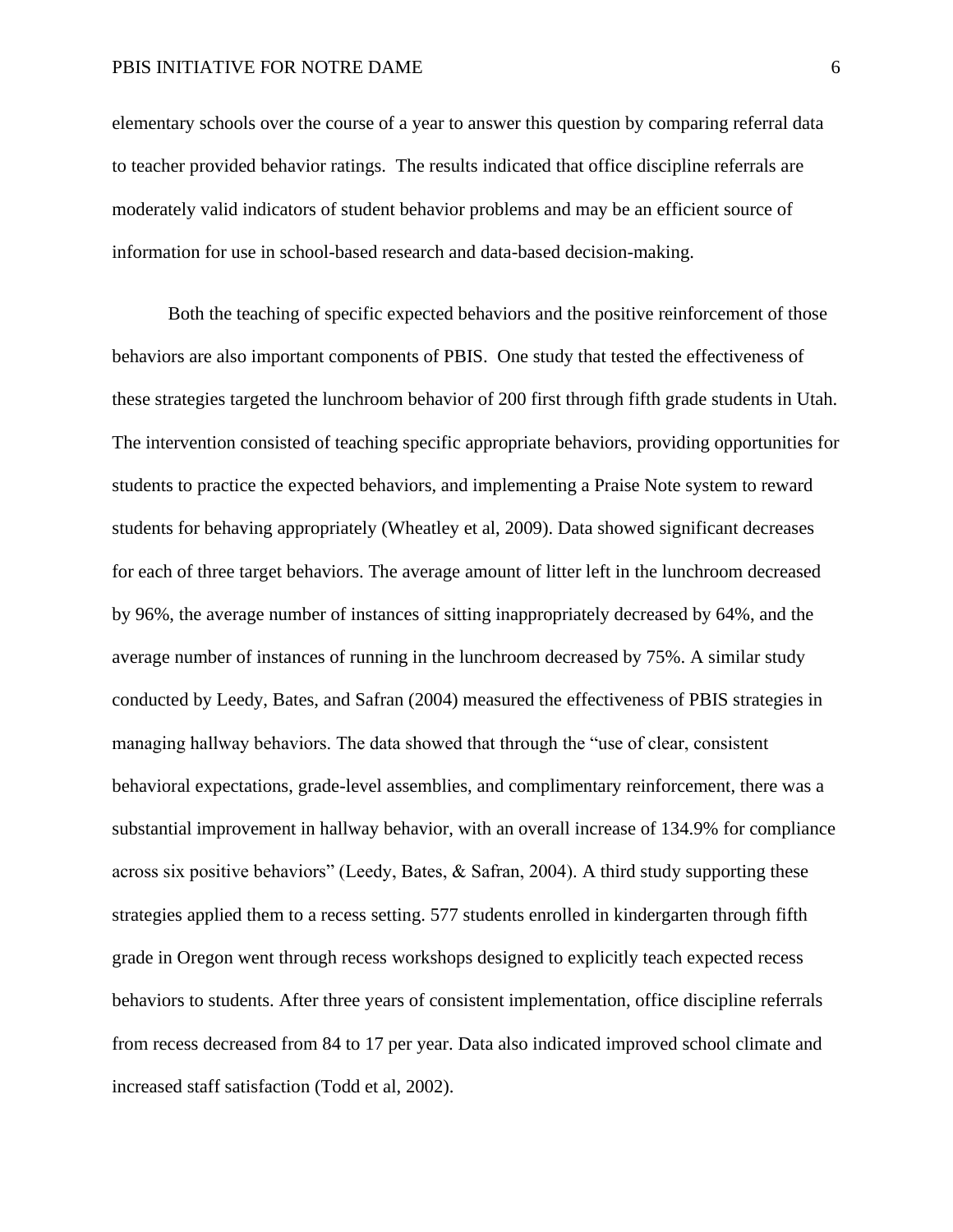elementary schools over the course of a year to answer this question by comparing referral data to teacher provided behavior ratings. The results indicated that office discipline referrals are moderately valid indicators of student behavior problems and may be an efficient source of information for use in school-based research and data-based decision-making.

Both the teaching of specific expected behaviors and the positive reinforcement of those behaviors are also important components of PBIS. One study that tested the effectiveness of these strategies targeted the lunchroom behavior of 200 first through fifth grade students in Utah. The intervention consisted of teaching specific appropriate behaviors, providing opportunities for students to practice the expected behaviors, and implementing a Praise Note system to reward students for behaving appropriately (Wheatley et al, 2009). Data showed significant decreases for each of three target behaviors. The average amount of litter left in the lunchroom decreased by 96%, the average number of instances of sitting inappropriately decreased by 64%, and the average number of instances of running in the lunchroom decreased by 75%. A similar study conducted by Leedy, Bates, and Safran (2004) measured the effectiveness of PBIS strategies in managing hallway behaviors. The data showed that through the "use of clear, consistent behavioral expectations, grade-level assemblies, and complimentary reinforcement, there was a substantial improvement in hallway behavior, with an overall increase of 134.9% for compliance across six positive behaviors" (Leedy, Bates, & Safran, 2004). A third study supporting these strategies applied them to a recess setting. 577 students enrolled in kindergarten through fifth grade in Oregon went through recess workshops designed to explicitly teach expected recess behaviors to students. After three years of consistent implementation, office discipline referrals from recess decreased from 84 to 17 per year. Data also indicated improved school climate and increased staff satisfaction (Todd et al, 2002).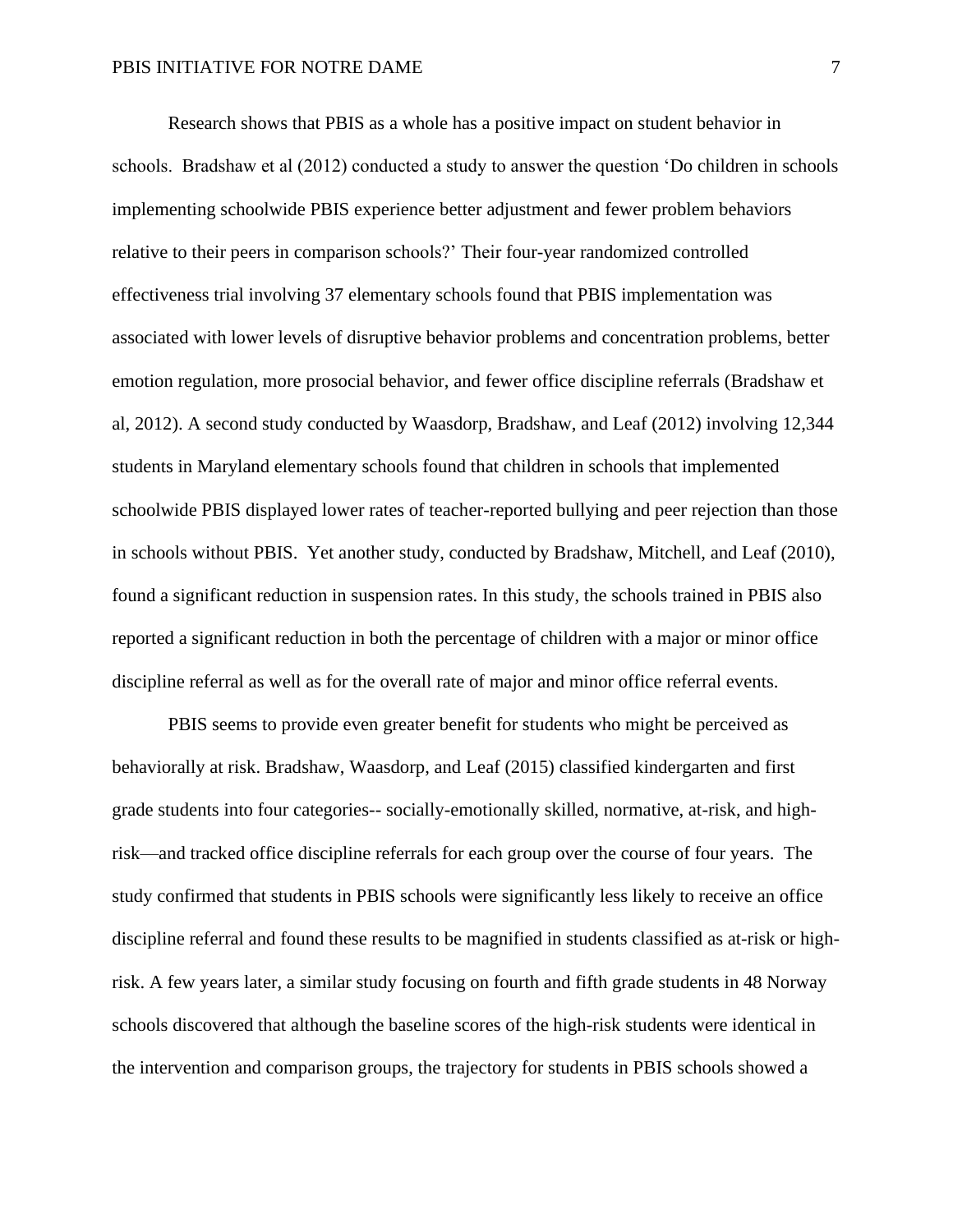Research shows that PBIS as a whole has a positive impact on student behavior in schools. Bradshaw et al (2012) conducted a study to answer the question 'Do children in schools implementing schoolwide PBIS experience better adjustment and fewer problem behaviors relative to their peers in comparison schools?' Their four-year randomized controlled effectiveness trial involving 37 elementary schools found that PBIS implementation was associated with lower levels of disruptive behavior problems and concentration problems, better emotion regulation, more prosocial behavior, and fewer office discipline referrals (Bradshaw et al, 2012). A second study conducted by Waasdorp, Bradshaw, and Leaf (2012) involving 12,344 students in Maryland elementary schools found that children in schools that implemented schoolwide PBIS displayed lower rates of teacher-reported bullying and peer rejection than those in schools without PBIS. Yet another study, conducted by Bradshaw, Mitchell, and Leaf (2010), found a significant reduction in suspension rates. In this study, the schools trained in PBIS also reported a significant reduction in both the percentage of children with a major or minor office discipline referral as well as for the overall rate of major and minor office referral events.

PBIS seems to provide even greater benefit for students who might be perceived as behaviorally at risk. Bradshaw, Waasdorp, and Leaf (2015) classified kindergarten and first grade students into four categories-- socially-emotionally skilled, normative, at-risk, and high-risk—and tracked office discipline referrals for each group over the course of four years. The study confirmed that students in PBIS schools were significantly less likely to receive an office discipline referral and found these results to be magnified in students classified as at-risk or high-risk. A few years later, a similar study focusing on fourth and fifth grade students in 48 Norway schools discovered that although the baseline scores of the high-risk students were identical in the intervention and comparison groups, the trajectory for students in PBIS schools showed a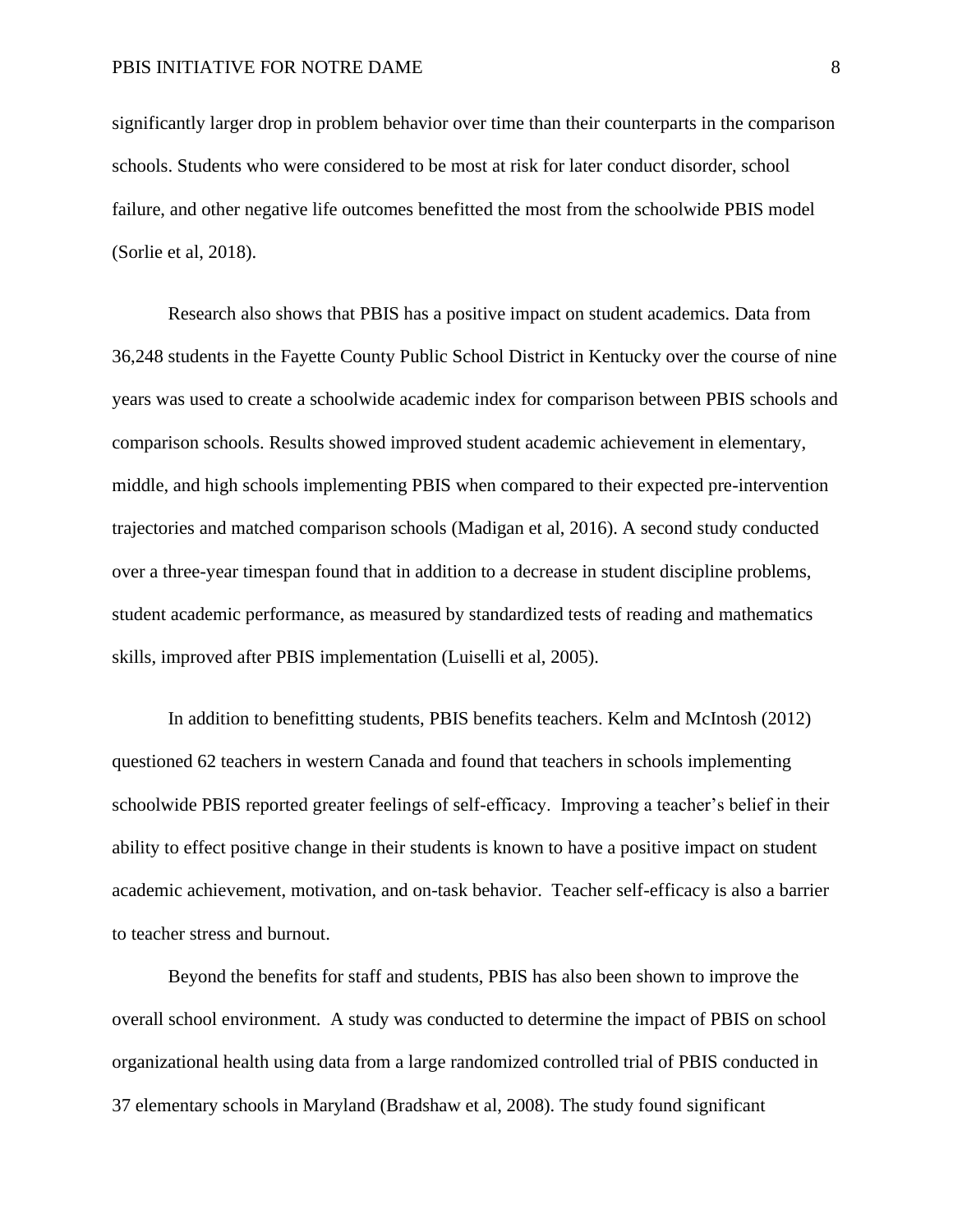significantly larger drop in problem behavior over time than their counterparts in the comparison schools. Students who were considered to be most at risk for later conduct disorder, school failure, and other negative life outcomes benefitted the most from the schoolwide PBIS model (Sorlie et al, 2018).

Research also shows that PBIS has a positive impact on student academics. Data from 36,248 students in the Fayette County Public School District in Kentucky over the course of nine years was used to create a schoolwide academic index for comparison between PBIS schools and comparison schools. Results showed improved student academic achievement in elementary, middle, and high schools implementing PBIS when compared to their expected pre-intervention trajectories and matched comparison schools (Madigan et al, 2016). A second study conducted over a three-year timespan found that in addition to a decrease in student discipline problems, student academic performance, as measured by standardized tests of reading and mathematics skills, improved after PBIS implementation (Luiselli et al, 2005).

In addition to benefitting students, PBIS benefits teachers. Kelm and McIntosh (2012) questioned 62 teachers in western Canada and found that teachers in schools implementing schoolwide PBIS reported greater feelings of self-efficacy. Improving a teacher's belief in their ability to effect positive change in their students is known to have a positive impact on student academic achievement, motivation, and on-task behavior. Teacher self-efficacy is also a barrier to teacher stress and burnout.

Beyond the benefits for staff and students, PBIS has also been shown to improve the overall school environment. A study was conducted to determine the impact of PBIS on school organizational health using data from a large randomized controlled trial of PBIS conducted in 37 elementary schools in Maryland (Bradshaw et al, 2008). The study found significant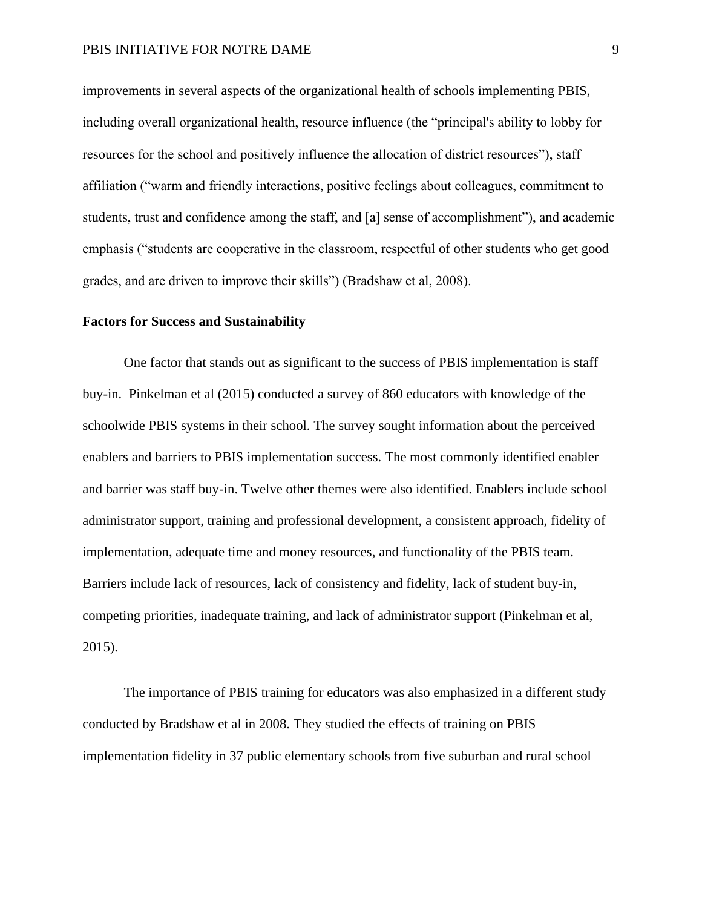improvements in several aspects of the organizational health of schools implementing PBIS, including overall organizational health, resource influence (the "principal's ability to lobby for resources for the school and positively influence the allocation of district resources"), staff affiliation ("warm and friendly interactions, positive feelings about colleagues, commitment to students, trust and confidence among the staff, and [a] sense of accomplishment"), and academic emphasis ("students are cooperative in the classroom, respectful of other students who get good grades, and are driven to improve their skills") (Bradshaw et al, 2008).

**Factors for Success and Sustainability**

One factor that stands out as significant to the success of PBIS implementation is staff buy-in. Pinkelman et al (2015) conducted a survey of 860 educators with knowledge of the schoolwide PBIS systems in their school. The survey sought information about the perceived enablers and barriers to PBIS implementation success. The most commonly identified enabler and barrier was staff buy-in. Twelve other themes were also identified. Enablers include school administrator support, training and professional development, a consistent approach, fidelity of implementation, adequate time and money resources, and functionality of the PBIS team. Barriers include lack of resources, lack of consistency and fidelity, lack of student buy-in, competing priorities, inadequate training, and lack of administrator support (Pinkelman et al, 2015).

The importance of PBIS training for educators was also emphasized in a different study conducted by Bradshaw et al in 2008. They studied the effects of training on PBIS implementation fidelity in 37 public elementary schools from five suburban and rural school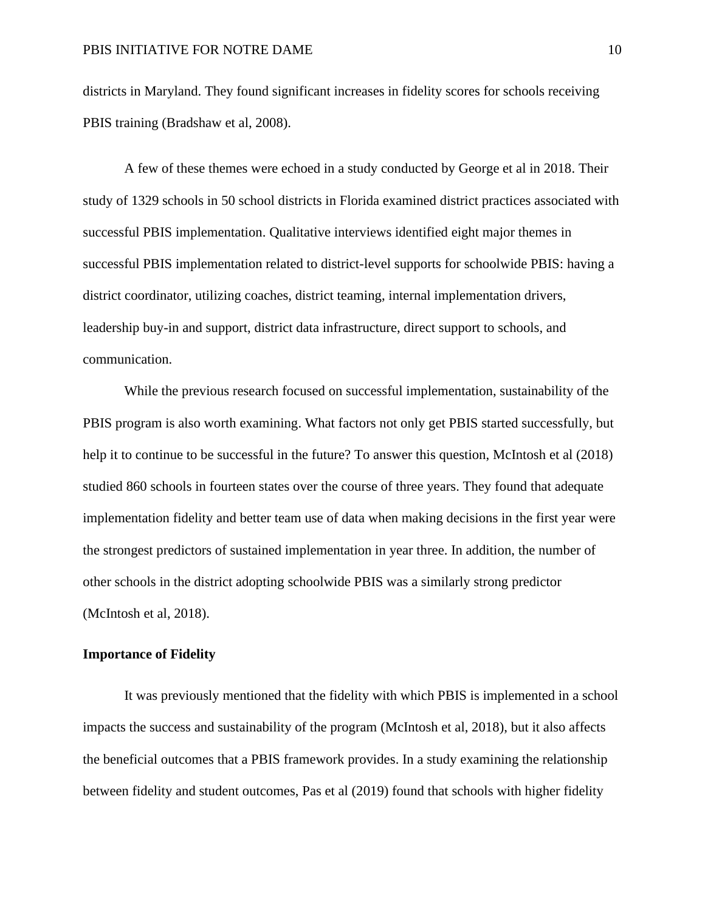districts in Maryland. They found significant increases in fidelity scores for schools receiving PBIS training (Bradshaw et al, 2008).

A few of these themes were echoed in a study conducted by George et al in 2018. Their study of 1329 schools in 50 school districts in Florida examined district practices associated with successful PBIS implementation. Qualitative interviews identified eight major themes in successful PBIS implementation related to district-level supports for schoolwide PBIS: having a district coordinator, utilizing coaches, district teaming, internal implementation drivers, leadership buy-in and support, district data infrastructure, direct support to schools, and communication.

While the previous research focused on successful implementation, sustainability of the PBIS program is also worth examining. What factors not only get PBIS started successfully, but help it to continue to be successful in the future? To answer this question, McIntosh et al (2018) studied 860 schools in fourteen states over the course of three years. They found that adequate implementation fidelity and better team use of data when making decisions in the first year were the strongest predictors of sustained implementation in year three. In addition, the number of other schools in the district adopting schoolwide PBIS was a similarly strong predictor (McIntosh et al, 2018).

**Importance of Fidelity**

It was previously mentioned that the fidelity with which PBIS is implemented in a school impacts the success and sustainability of the program (McIntosh et al, 2018), but it also affects the beneficial outcomes that a PBIS framework provides. In a study examining the relationship between fidelity and student outcomes, Pas et al (2019) found that schools with higher fidelity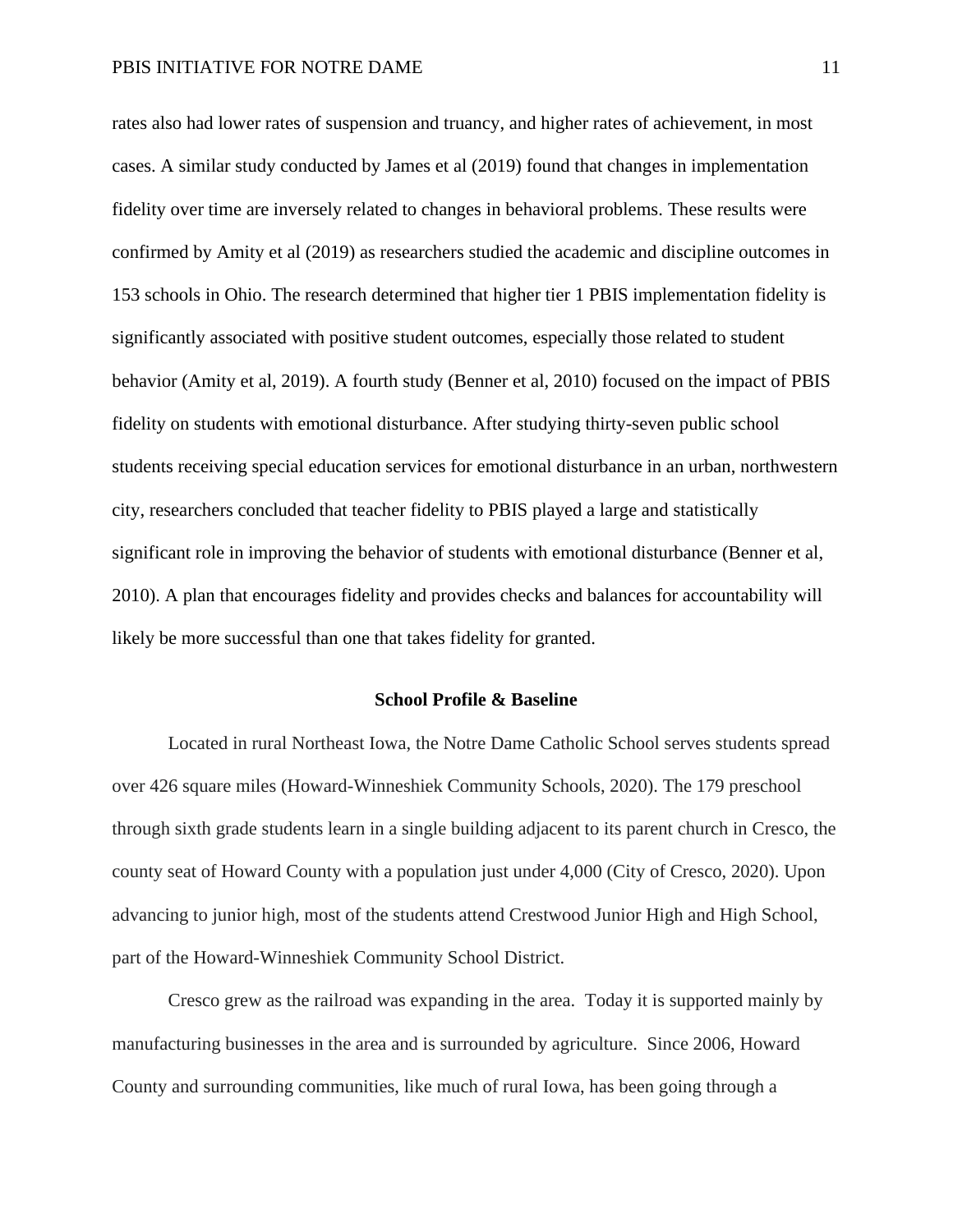rates also had lower rates of suspension and truancy, and higher rates of achievement, in most cases. A similar study conducted by James et al (2019) found that changes in implementation fidelity over time are inversely related to changes in behavioral problems. These results were confirmed by Amity et al (2019) as researchers studied the academic and discipline outcomes in 153 schools in Ohio. The research determined that higher tier 1 PBIS implementation fidelity is significantly associated with positive student outcomes, especially those related to student behavior (Amity et al, 2019). A fourth study (Benner et al, 2010) focused on the impact of PBIS fidelity on students with emotional disturbance. After studying thirty-seven public school students receiving special education services for emotional disturbance in an urban, northwestern city, researchers concluded that teacher fidelity to PBIS played a large and statistically significant role in improving the behavior of students with emotional disturbance (Benner et al, 2010). A plan that encourages fidelity and provides checks and balances for accountability will likely be more successful than one that takes fidelity for granted.

## School Profile & Baseline

Located in rural Northeast Iowa, the Notre Dame Catholic School serves students spread over 426 square miles (Howard-Winneshiek Community Schools, 2020). The 179 preschool through sixth grade students learn in a single building adjacent to its parent church in Cresco, the county seat of Howard County with a population just under 4,000 (City of Cresco, 2020). Upon advancing to junior high, most of the students attend Crestwood Junior High and High School, part of the Howard-Winneshiek Community School District.

Cresco grew as the railroad was expanding in the area. Today it is supported mainly by manufacturing businesses in the area and is surrounded by agriculture. Since 2006, Howard County and surrounding communities, like much of rural Iowa, has been going through a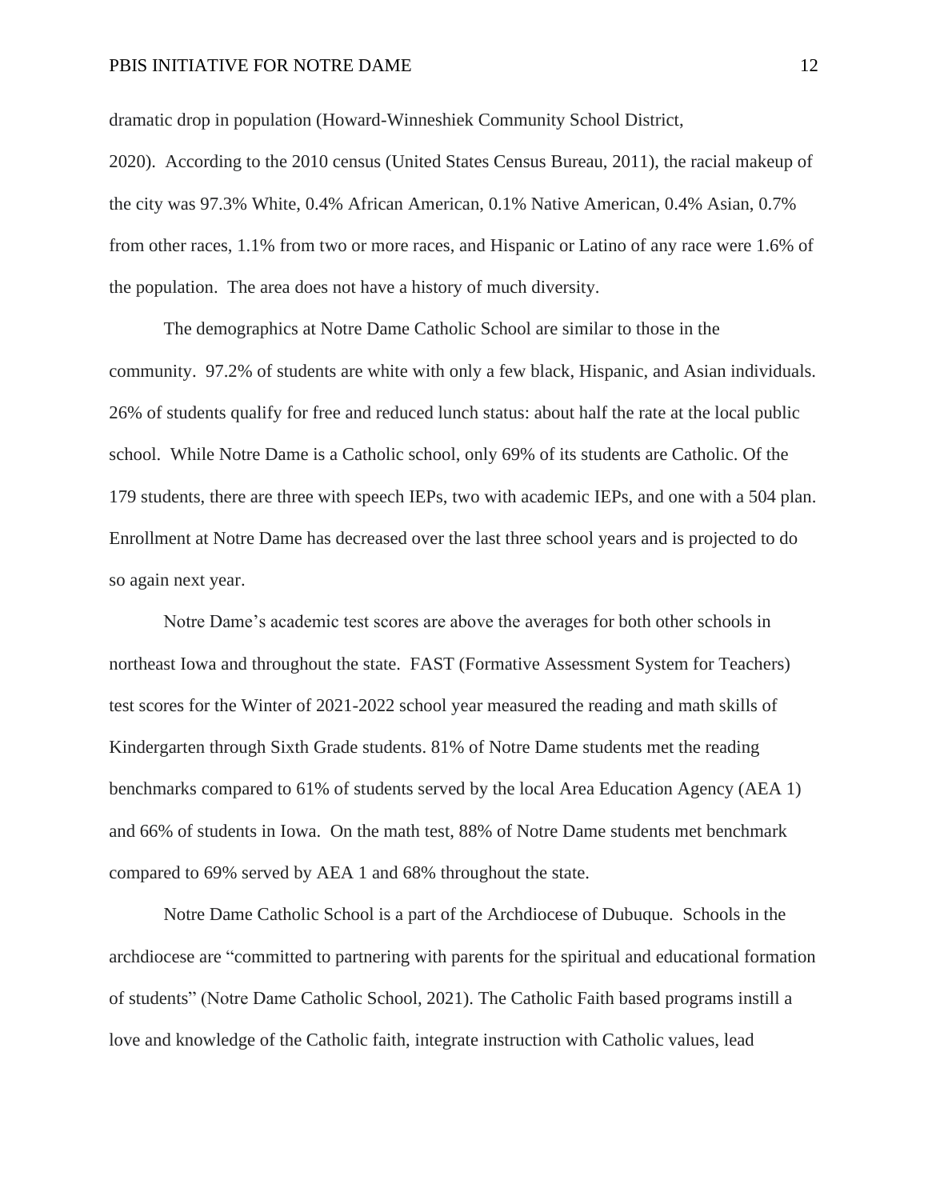dramatic drop in population (Howard-Winneshiek Community School District, 2020). According to the 2010 census (United States Census Bureau, 2011), the racial makeup of the city was 97.3% White, 0.4% African American, 0.1% Native American, 0.4% Asian, 0.7% from other races, 1.1% from two or more races, and Hispanic or Latino of any race were 1.6% of the population. The area does not have a history of much diversity.

The demographics at Notre Dame Catholic School are similar to those in the community. 97.2% of students are white with only a few black, Hispanic, and Asian individuals. 26% of students qualify for free and reduced lunch status: about half the rate at the local public school. While Notre Dame is a Catholic school, only 69% of its students are Catholic. Of the 179 students, there are three with speech IEPs, two with academic IEPs, and one with a 504 plan. Enrollment at Notre Dame has decreased over the last three school years and is projected to do so again next year.

Notre Dame's academic test scores are above the averages for both other schools in northeast Iowa and throughout the state. FAST (Formative Assessment System for Teachers) test scores for the Winter of 2021-2022 school year measured the reading and math skills of Kindergarten through Sixth Grade students. 81% of Notre Dame students met the reading benchmarks compared to 61% of students served by the local Area Education Agency (AEA 1) and 66% of students in Iowa. On the math test, 88% of Notre Dame students met benchmark compared to 69% served by AEA 1 and 68% throughout the state.

Notre Dame Catholic School is a part of the Archdiocese of Dubuque. Schools in the archdiocese are "committed to partnering with parents for the spiritual and educational formation of students" (Notre Dame Catholic School, 2021). The Catholic Faith based programs instill a love and knowledge of the Catholic faith, integrate instruction with Catholic values, lead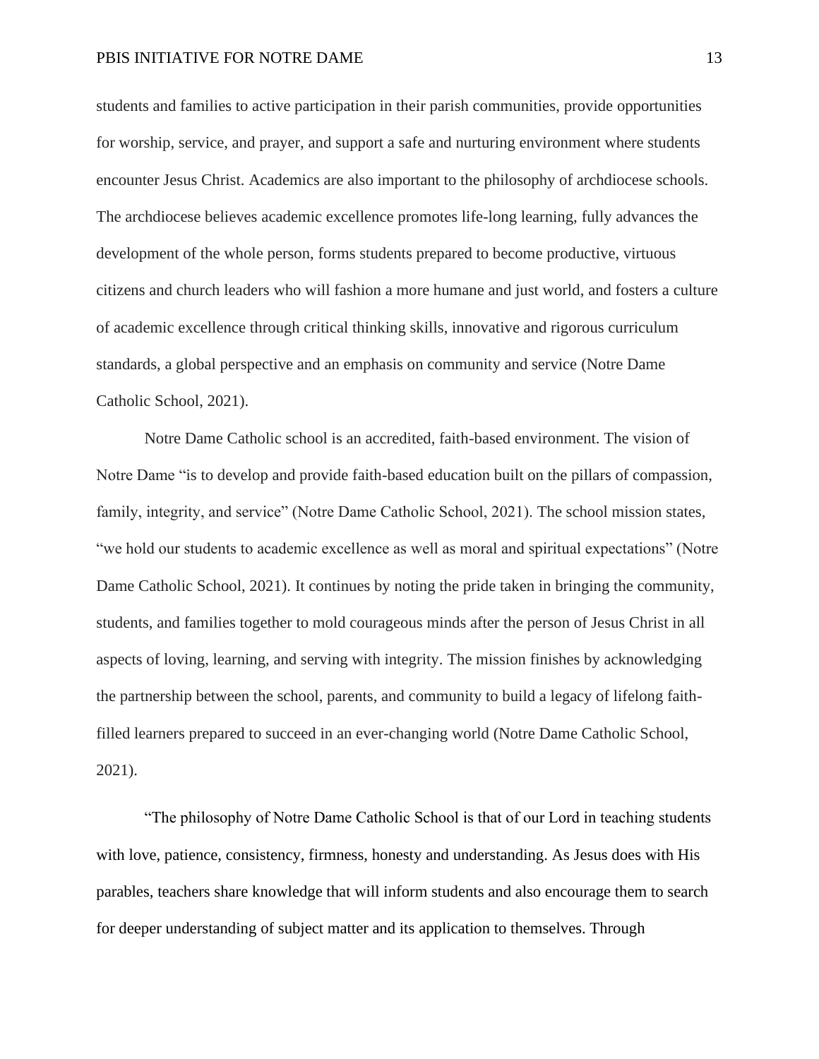students and families to active participation in their parish communities, provide opportunities for worship, service, and prayer, and support a safe and nurturing environment where students encounter Jesus Christ. Academics are also important to the philosophy of archdiocese schools. The archdiocese believes academic excellence promotes life-long learning, fully advances the development of the whole person, forms students prepared to become productive, virtuous citizens and church leaders who will fashion a more humane and just world, and fosters a culture of academic excellence through critical thinking skills, innovative and rigorous curriculum standards, a global perspective and an emphasis on community and service (Notre Dame Catholic School, 2021).

Notre Dame Catholic school is an accredited, faith-based environment. The vision of Notre Dame "is to develop and provide faith-based education built on the pillars of compassion, family, integrity, and service" (Notre Dame Catholic School, 2021). The school mission states, "we hold our students to academic excellence as well as moral and spiritual expectations" (Notre Dame Catholic School, 2021). It continues by noting the pride taken in bringing the community, students, and families together to mold courageous minds after the person of Jesus Christ in all aspects of loving, learning, and serving with integrity. The mission finishes by acknowledging the partnership between the school, parents, and community to build a legacy of lifelong faith-filled learners prepared to succeed in an ever-changing world (Notre Dame Catholic School, 2021).

"The philosophy of Notre Dame Catholic School is that of our Lord in teaching students with love, patience, consistency, firmness, honesty and understanding. As Jesus does with His parables, teachers share knowledge that will inform students and also encourage them to search for deeper understanding of subject matter and its application to themselves. Through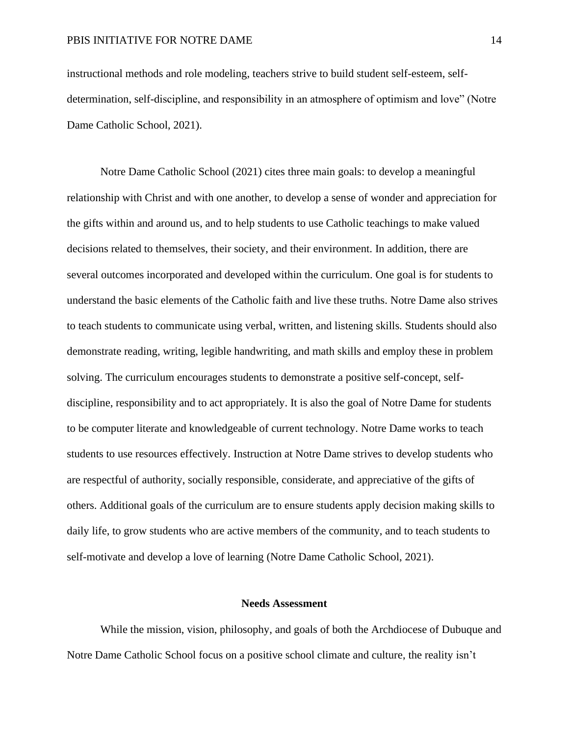instructional methods and role modeling, teachers strive to build student self-esteem, self-determination, self-discipline, and responsibility in an atmosphere of optimism and love" (Notre Dame Catholic School, 2021).

Notre Dame Catholic School (2021) cites three main goals: to develop a meaningful relationship with Christ and with one another, to develop a sense of wonder and appreciation for the gifts within and around us, and to help students to use Catholic teachings to make valued decisions related to themselves, their society, and their environment. In addition, there are several outcomes incorporated and developed within the curriculum. One goal is for students to understand the basic elements of the Catholic faith and live these truths. Notre Dame also strives to teach students to communicate using verbal, written, and listening skills. Students should also demonstrate reading, writing, legible handwriting, and math skills and employ these in problem solving. The curriculum encourages students to demonstrate a positive self-concept, self-discipline, responsibility and to act appropriately. It is also the goal of Notre Dame for students to be computer literate and knowledgeable of current technology. Notre Dame works to teach students to use resources effectively. Instruction at Notre Dame strives to develop students who are respectful of authority, socially responsible, considerate, and appreciative of the gifts of others. Additional goals of the curriculum are to ensure students apply decision making skills to daily life, to grow students who are active members of the community, and to teach students to self-motivate and develop a love of learning (Notre Dame Catholic School, 2021).

## Needs Assessment

While the mission, vision, philosophy, and goals of both the Archdiocese of Dubuque and Notre Dame Catholic School focus on a positive school climate and culture, the reality isn't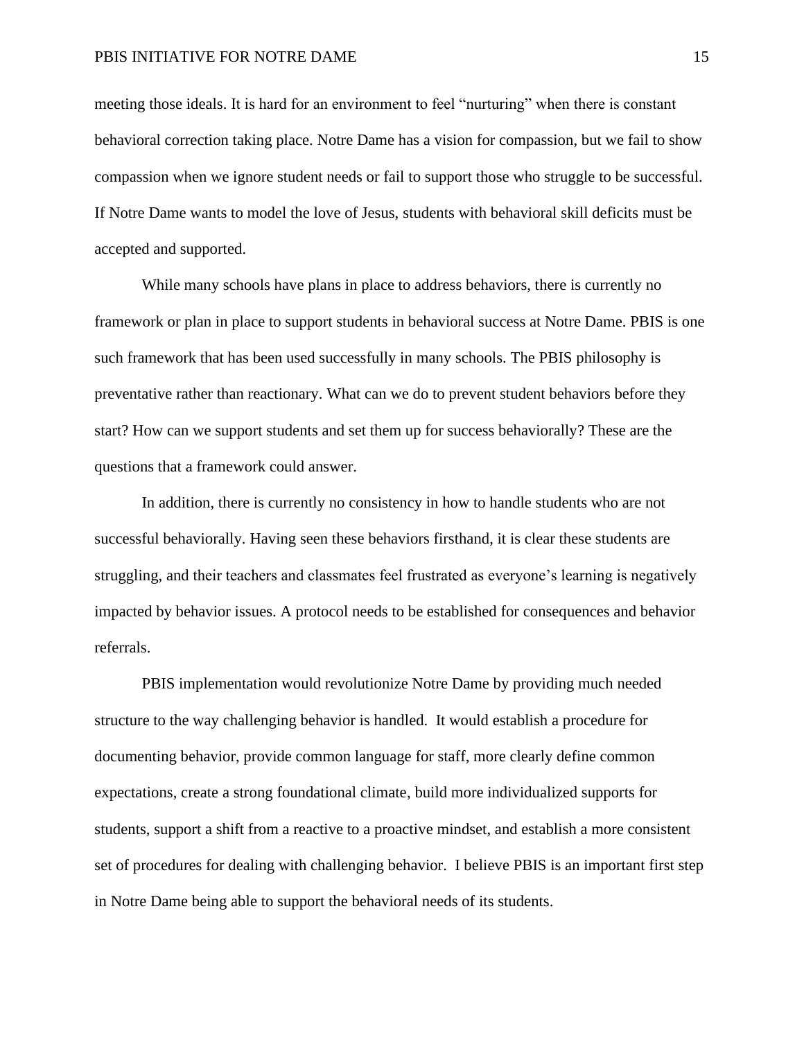meeting those ideals. It is hard for an environment to feel "nurturing" when there is constant behavioral correction taking place. Notre Dame has a vision for compassion, but we fail to show compassion when we ignore student needs or fail to support those who struggle to be successful. If Notre Dame wants to model the love of Jesus, students with behavioral skill deficits must be accepted and supported.

While many schools have plans in place to address behaviors, there is currently no framework or plan in place to support students in behavioral success at Notre Dame. PBIS is one such framework that has been used successfully in many schools. The PBIS philosophy is preventative rather than reactionary. What can we do to prevent student behaviors before they start? How can we support students and set them up for success behaviorally? These are the questions that a framework could answer.

In addition, there is currently no consistency in how to handle students who are not successful behaviorally. Having seen these behaviors firsthand, it is clear these students are struggling, and their teachers and classmates feel frustrated as everyone's learning is negatively impacted by behavior issues. A protocol needs to be established for consequences and behavior referrals.

PBIS implementation would revolutionize Notre Dame by providing much needed structure to the way challenging behavior is handled. It would establish a procedure for documenting behavior, provide common language for staff, more clearly define common expectations, create a strong foundational climate, build more individualized supports for students, support a shift from a reactive to a proactive mindset, and establish a more consistent set of procedures for dealing with challenging behavior. I believe PBIS is an important first step in Notre Dame being able to support the behavioral needs of its students.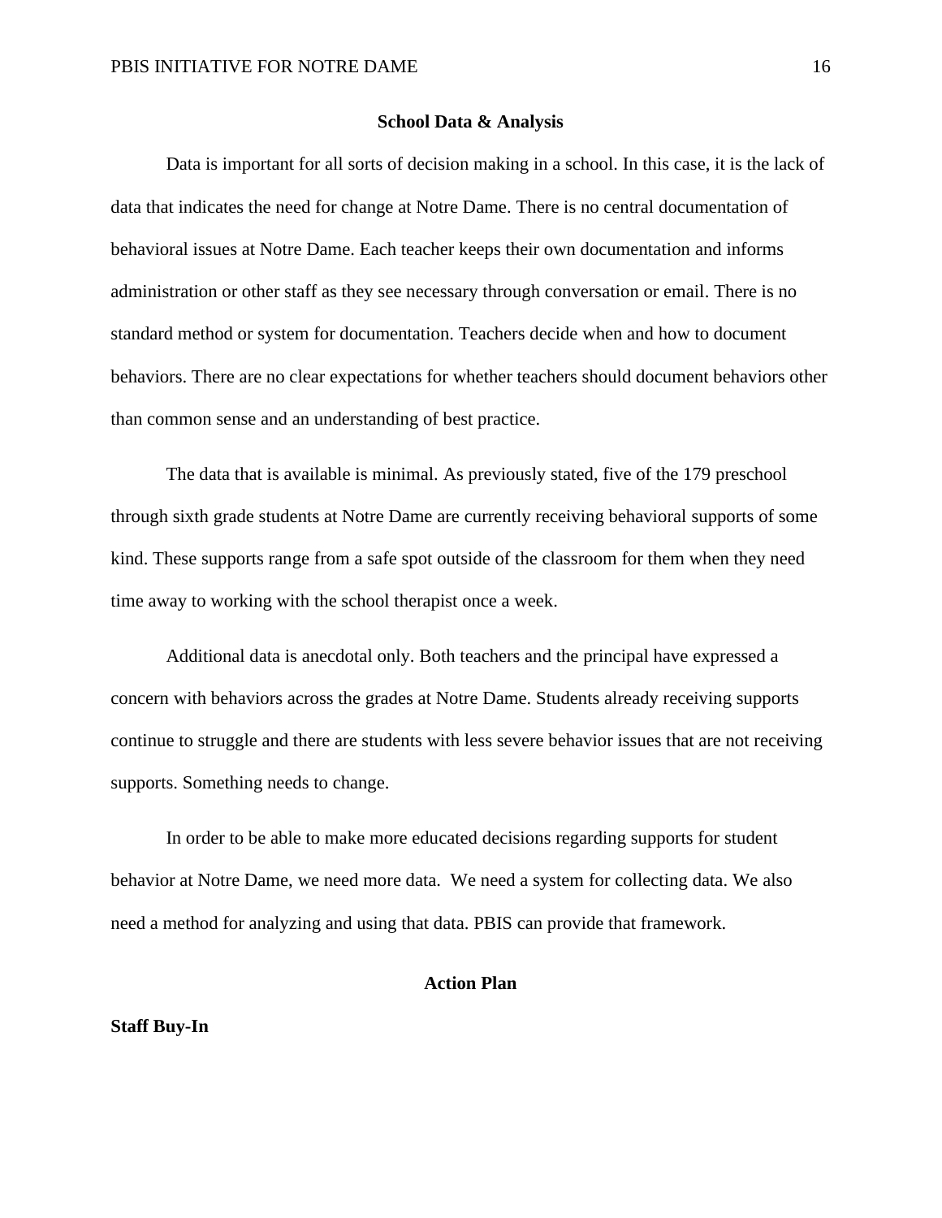## School Data & Analysis

Data is important for all sorts of decision making in a school. In this case, it is the lack of data that indicates the need for change at Notre Dame. There is no central documentation of behavioral issues at Notre Dame. Each teacher keeps their own documentation and informs administration or other staff as they see necessary through conversation or email. There is no standard method or system for documentation. Teachers decide when and how to document behaviors. There are no clear expectations for whether teachers should document behaviors other than common sense and an understanding of best practice.

The data that is available is minimal. As previously stated, five of the 179 preschool through sixth grade students at Notre Dame are currently receiving behavioral supports of some kind. These supports range from a safe spot outside of the classroom for them when they need time away to working with the school therapist once a week.

Additional data is anecdotal only. Both teachers and the principal have expressed a concern with behaviors across the grades at Notre Dame. Students already receiving supports continue to struggle and there are students with less severe behavior issues that are not receiving supports. Something needs to change.

In order to be able to make more educated decisions regarding supports for student behavior at Notre Dame, we need more data. We need a system for collecting data. We also need a method for analyzing and using that data. PBIS can provide that framework.

## Action Plan

### Staff Buy-In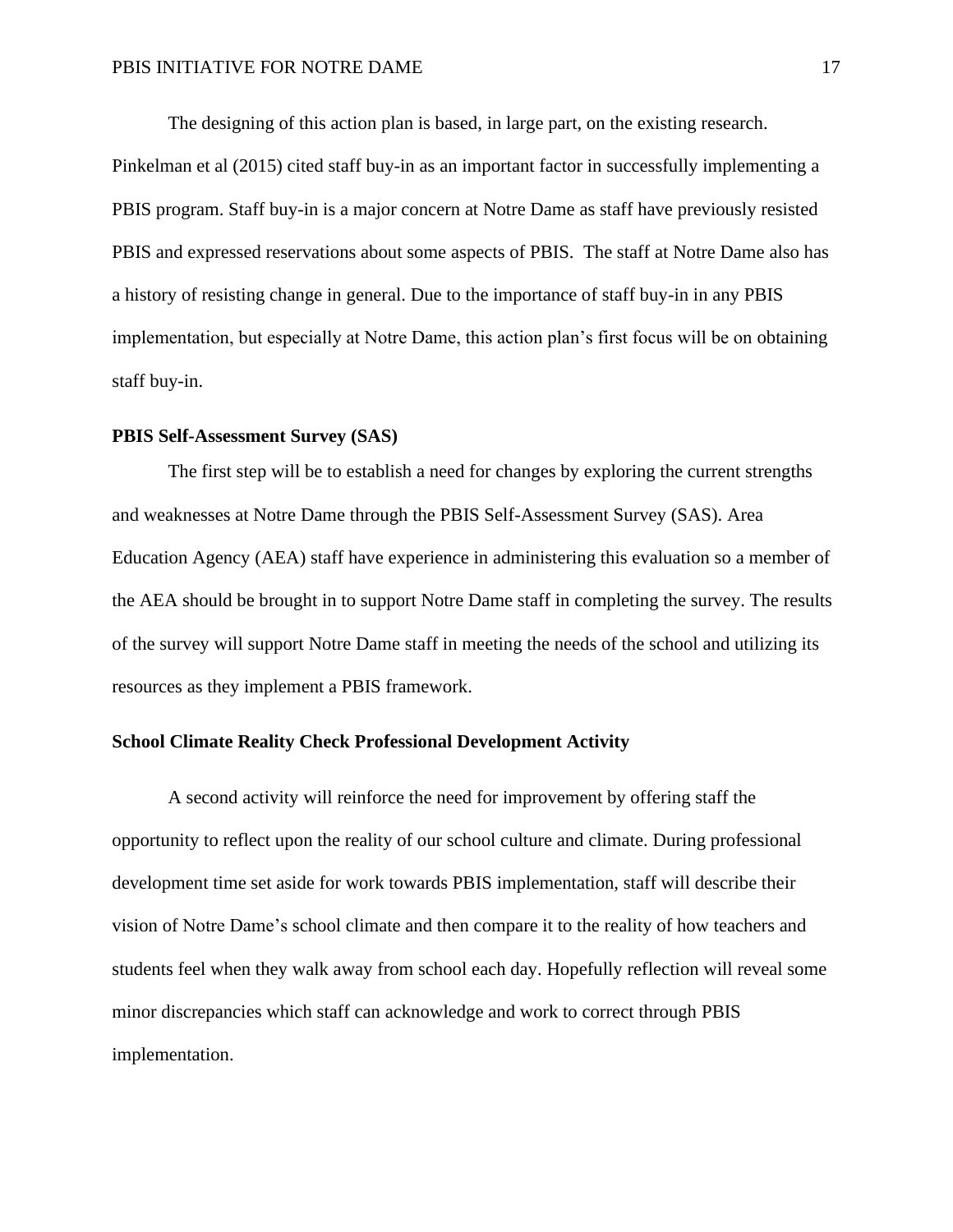The designing of this action plan is based, in large part, on the existing research. Pinkelman et al (2015) cited staff buy-in as an important factor in successfully implementing a PBIS program. Staff buy-in is a major concern at Notre Dame as staff have previously resisted PBIS and expressed reservations about some aspects of PBIS. The staff at Notre Dame also has a history of resisting change in general. Due to the importance of staff buy-in in any PBIS implementation, but especially at Notre Dame, this action plan's first focus will be on obtaining staff buy-in.

**PBIS Self-Assessment Survey (SAS)**

The first step will be to establish a need for changes by exploring the current strengths and weaknesses at Notre Dame through the PBIS Self-Assessment Survey (SAS). Area Education Agency (AEA) staff have experience in administering this evaluation so a member of the AEA should be brought in to support Notre Dame staff in completing the survey. The results of the survey will support Notre Dame staff in meeting the needs of the school and utilizing its resources as they implement a PBIS framework.

**School Climate Reality Check Professional Development Activity**

A second activity will reinforce the need for improvement by offering staff the opportunity to reflect upon the reality of our school culture and climate. During professional development time set aside for work towards PBIS implementation, staff will describe their vision of Notre Dame's school climate and then compare it to the reality of how teachers and students feel when they walk away from school each day. Hopefully reflection will reveal some minor discrepancies which staff can acknowledge and work to correct through PBIS implementation.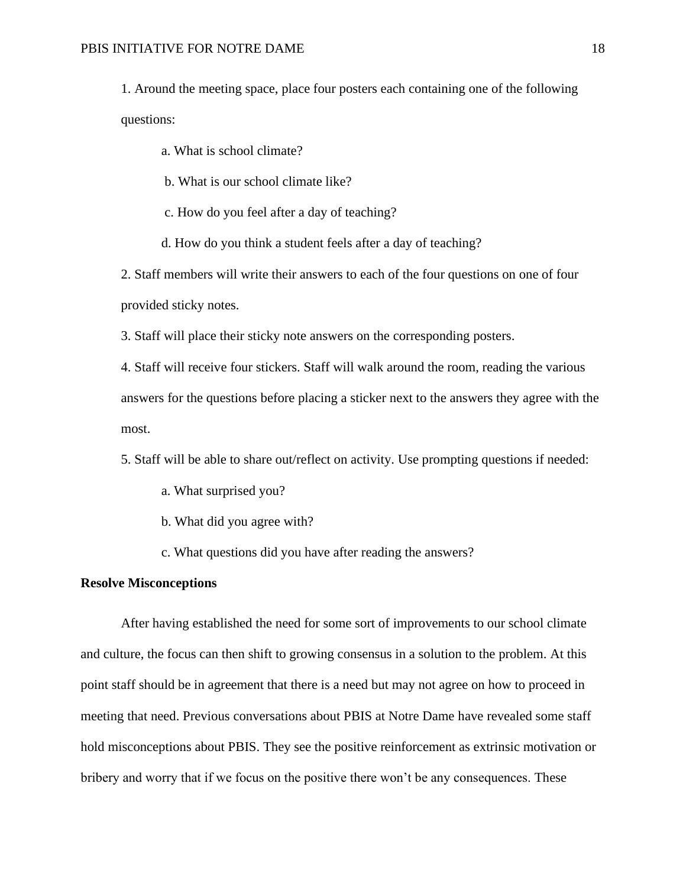1. Around the meeting space, place four posters each containing one of the following questions:

    a. What is school climate?

    b. What is our school climate like?

    c. How do you feel after a day of teaching?

    d. How do you think a student feels after a day of teaching?

2. Staff members will write their answers to each of the four questions on one of four provided sticky notes.

3. Staff will place their sticky note answers on the corresponding posters.

4. Staff will receive four stickers. Staff will walk around the room, reading the various answers for the questions before placing a sticker next to the answers they agree with the most.

5. Staff will be able to share out/reflect on activity. Use prompting questions if needed:

    a. What surprised you?

    b. What did you agree with?

    c. What questions did you have after reading the answers?

**Resolve Misconceptions**

After having established the need for some sort of improvements to our school climate and culture, the focus can then shift to growing consensus in a solution to the problem. At this point staff should be in agreement that there is a need but may not agree on how to proceed in meeting that need. Previous conversations about PBIS at Notre Dame have revealed some staff hold misconceptions about PBIS. They see the positive reinforcement as extrinsic motivation or bribery and worry that if we focus on the positive there won't be any consequences. These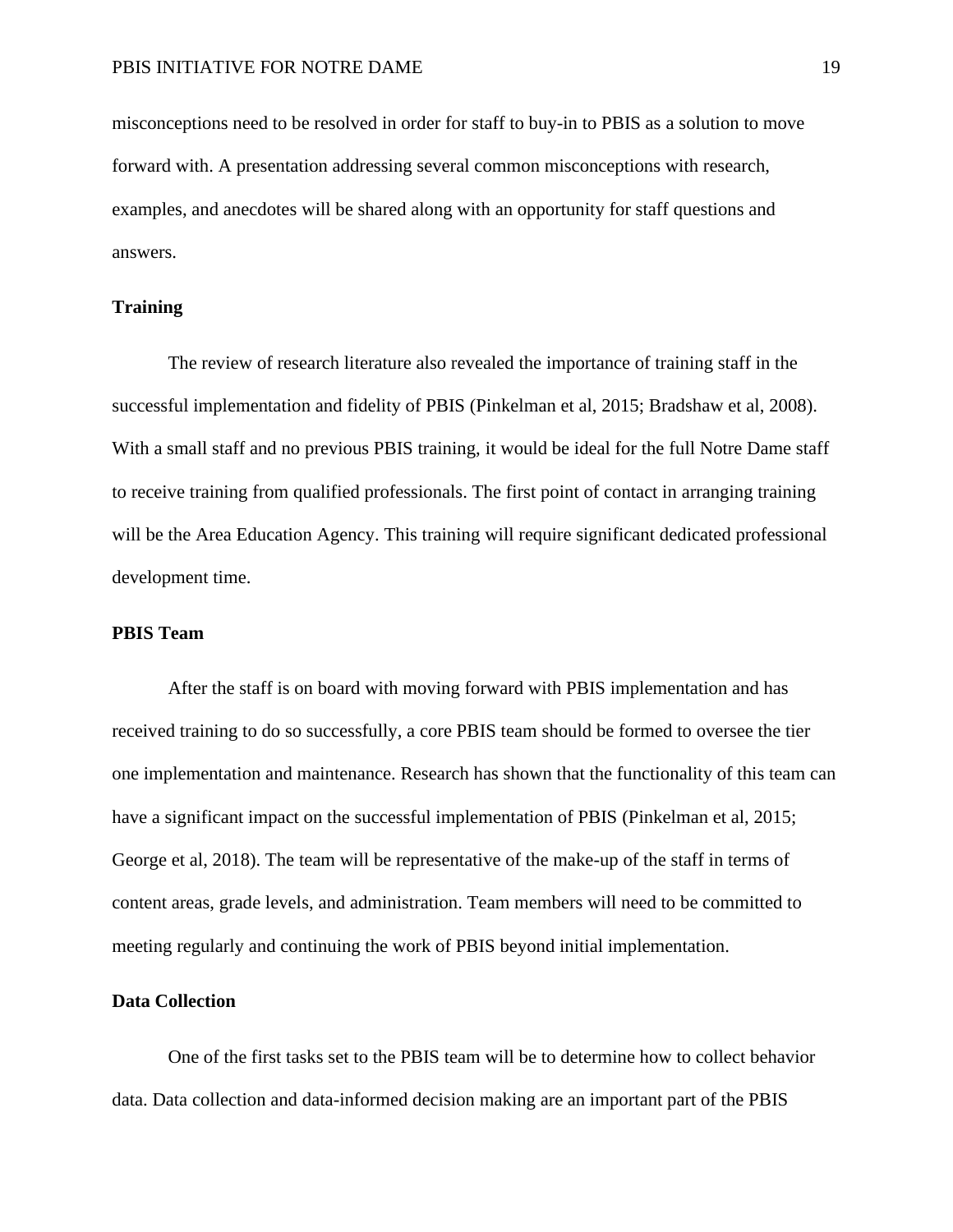misconceptions need to be resolved in order for staff to buy-in to PBIS as a solution to move forward with. A presentation addressing several common misconceptions with research, examples, and anecdotes will be shared along with an opportunity for staff questions and answers.

**Training**

The review of research literature also revealed the importance of training staff in the successful implementation and fidelity of PBIS (Pinkelman et al, 2015; Bradshaw et al, 2008). With a small staff and no previous PBIS training, it would be ideal for the full Notre Dame staff to receive training from qualified professionals. The first point of contact in arranging training will be the Area Education Agency. This training will require significant dedicated professional development time.

**PBIS Team**

After the staff is on board with moving forward with PBIS implementation and has received training to do so successfully, a core PBIS team should be formed to oversee the tier one implementation and maintenance. Research has shown that the functionality of this team can have a significant impact on the successful implementation of PBIS (Pinkelman et al, 2015; George et al, 2018). The team will be representative of the make-up of the staff in terms of content areas, grade levels, and administration. Team members will need to be committed to meeting regularly and continuing the work of PBIS beyond initial implementation.

**Data Collection**

One of the first tasks set to the PBIS team will be to determine how to collect behavior data. Data collection and data-informed decision making are an important part of the PBIS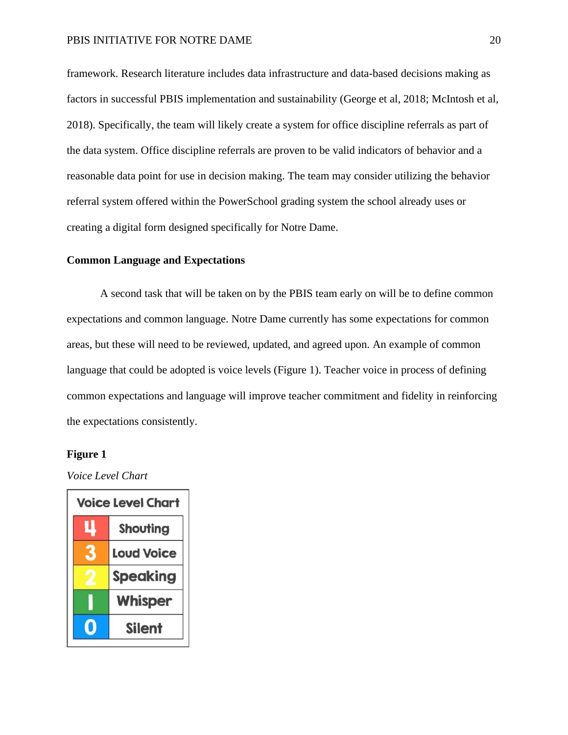framework. Research literature includes data infrastructure and data-based decisions making as factors in successful PBIS implementation and sustainability (George et al, 2018; McIntosh et al, 2018). Specifically, the team will likely create a system for office discipline referrals as part of the data system. Office discipline referrals are proven to be valid indicators of behavior and a reasonable data point for use in decision making. The team may consider utilizing the behavior referral system offered within the PowerSchool grading system the school already uses or creating a digital form designed specifically for Notre Dame.

### Common Language and Expectations

A second task that will be taken on by the PBIS team early on will be to define common expectations and common language. Notre Dame currently has some expectations for common areas, but these will need to be reviewed, updated, and agreed upon. An example of common language that could be adopted is voice levels (Figure 1). Teacher voice in process of defining common expectations and language will improve teacher commitment and fidelity in reinforcing the expectations consistently.

**Figure 1**

*Voice Level Chart*

| Voice Level Chart | |
|---|---|
| 4 | Shouting |
| 3 | Loud Voice |
| 2 | Speaking |
| 1 | Whisper |
| 0 | Silent |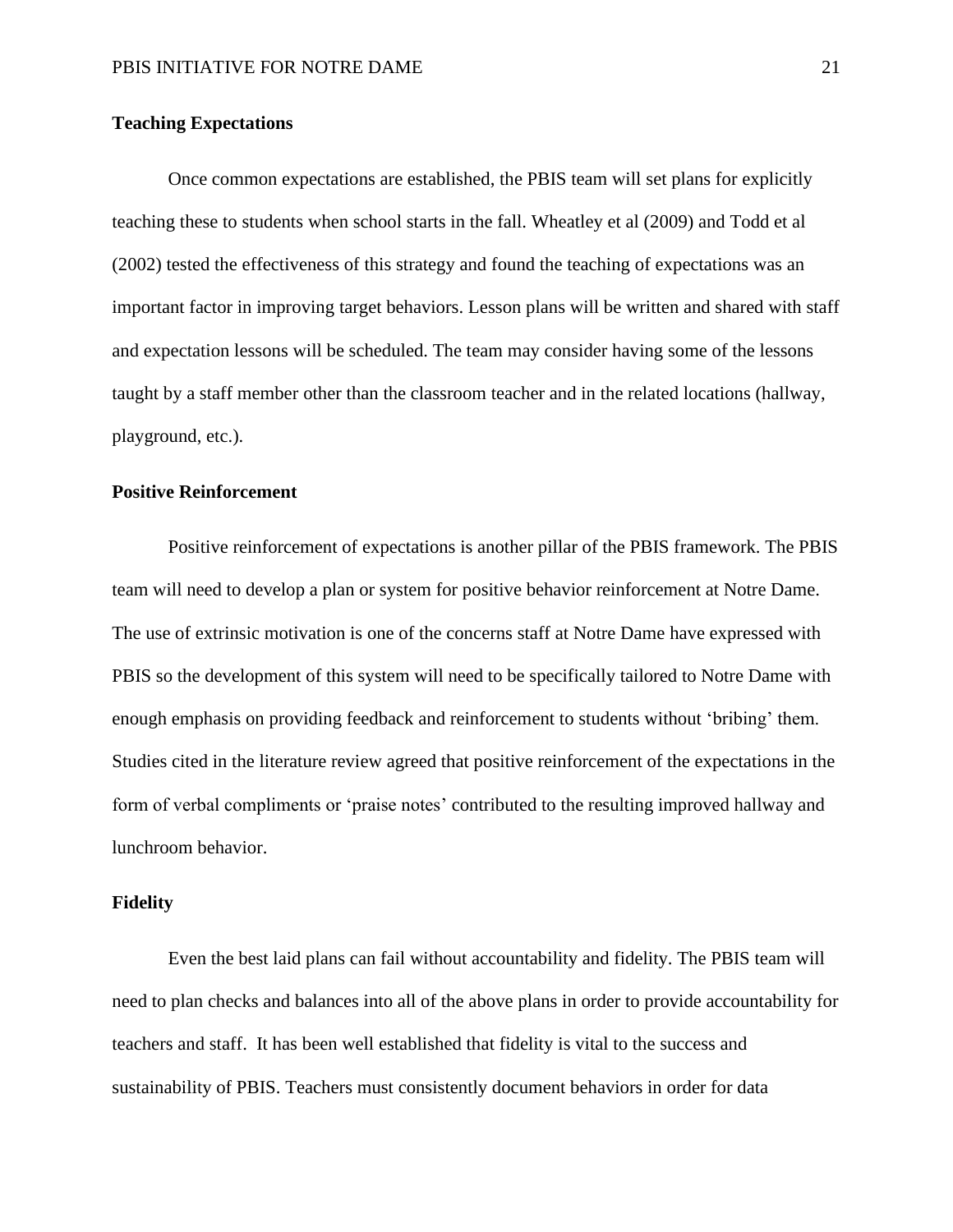### Teaching Expectations

Once common expectations are established, the PBIS team will set plans for explicitly teaching these to students when school starts in the fall. Wheatley et al (2009) and Todd et al (2002) tested the effectiveness of this strategy and found the teaching of expectations was an important factor in improving target behaviors. Lesson plans will be written and shared with staff and expectation lessons will be scheduled. The team may consider having some of the lessons taught by a staff member other than the classroom teacher and in the related locations (hallway, playground, etc.).

### Positive Reinforcement

Positive reinforcement of expectations is another pillar of the PBIS framework. The PBIS team will need to develop a plan or system for positive behavior reinforcement at Notre Dame. The use of extrinsic motivation is one of the concerns staff at Notre Dame have expressed with PBIS so the development of this system will need to be specifically tailored to Notre Dame with enough emphasis on providing feedback and reinforcement to students without 'bribing' them. Studies cited in the literature review agreed that positive reinforcement of the expectations in the form of verbal compliments or 'praise notes' contributed to the resulting improved hallway and lunchroom behavior.

### Fidelity

Even the best laid plans can fail without accountability and fidelity. The PBIS team will need to plan checks and balances into all of the above plans in order to provide accountability for teachers and staff. It has been well established that fidelity is vital to the success and sustainability of PBIS. Teachers must consistently document behaviors in order for data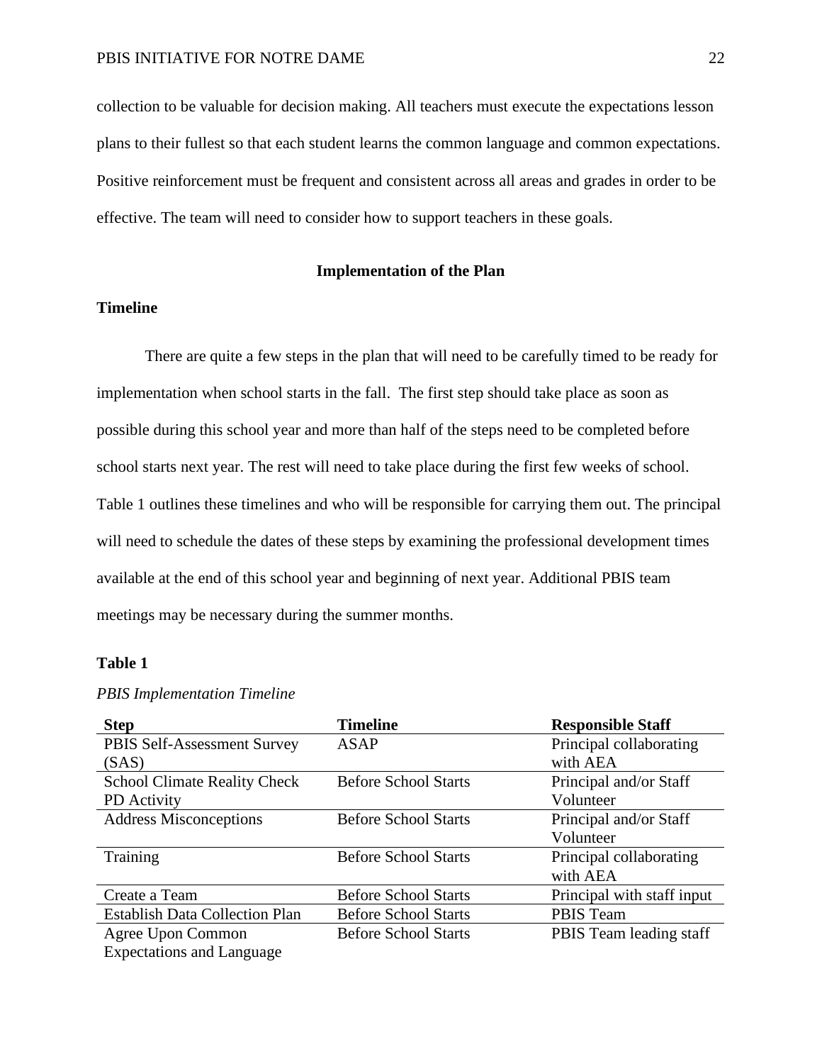collection to be valuable for decision making. All teachers must execute the expectations lesson plans to their fullest so that each student learns the common language and common expectations. Positive reinforcement must be frequent and consistent across all areas and grades in order to be effective. The team will need to consider how to support teachers in these goals.

## Implementation of the Plan

### Timeline

There are quite a few steps in the plan that will need to be carefully timed to be ready for implementation when school starts in the fall. The first step should take place as soon as possible during this school year and more than half of the steps need to be completed before school starts next year. The rest will need to take place during the first few weeks of school. Table 1 outlines these timelines and who will be responsible for carrying them out. The principal will need to schedule the dates of these steps by examining the professional development times available at the end of this school year and beginning of next year. Additional PBIS team meetings may be necessary during the summer months.

**Table 1**

*PBIS Implementation Timeline*

| Step | Timeline | Responsible Staff |
|---|---|---|
| PBIS Self-Assessment Survey (SAS) | ASAP | Principal collaborating with AEA |
| School Climate Reality Check PD Activity | Before School Starts | Principal and/or Staff Volunteer |
| Address Misconceptions | Before School Starts | Principal and/or Staff Volunteer |
| Training | Before School Starts | Principal collaborating with AEA |
| Create a Team | Before School Starts | Principal with staff input |
| Establish Data Collection Plan | Before School Starts | PBIS Team |
| Agree Upon Common Expectations and Language | Before School Starts | PBIS Team leading staff |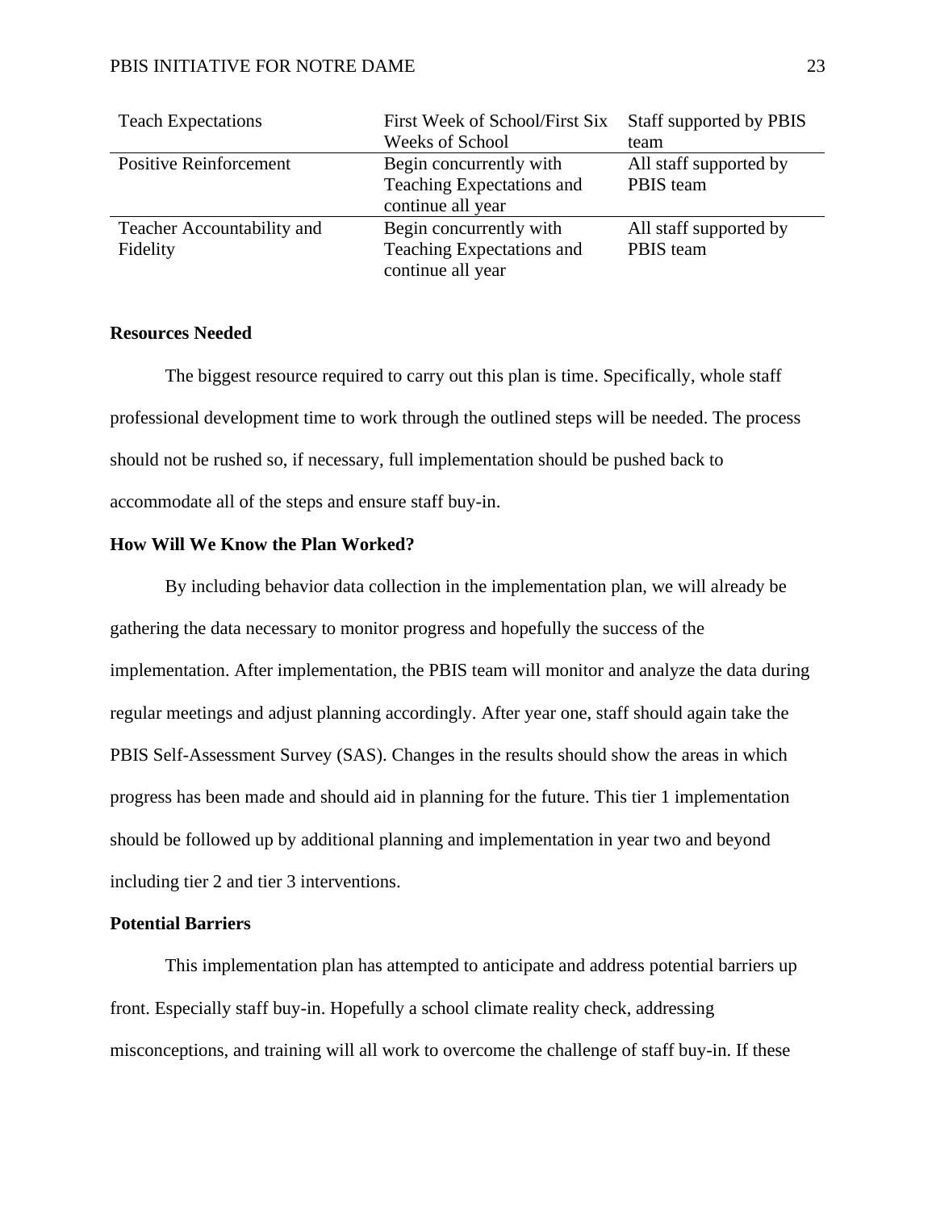| | | |
|---|---|---|
| Teach Expectations | First Week of School/First Six Weeks of School | Staff supported by PBIS team |
| Positive Reinforcement | Begin concurrently with Teaching Expectations and continue all year | All staff supported by PBIS team |
| Teacher Accountability and Fidelity | Begin concurrently with Teaching Expectations and continue all year | All staff supported by PBIS team |

**Resources Needed**

The biggest resource required to carry out this plan is time. Specifically, whole staff professional development time to work through the outlined steps will be needed. The process should not be rushed so, if necessary, full implementation should be pushed back to accommodate all of the steps and ensure staff buy-in.

**How Will We Know the Plan Worked?**

By including behavior data collection in the implementation plan, we will already be gathering the data necessary to monitor progress and hopefully the success of the implementation. After implementation, the PBIS team will monitor and analyze the data during regular meetings and adjust planning accordingly. After year one, staff should again take the PBIS Self-Assessment Survey (SAS). Changes in the results should show the areas in which progress has been made and should aid in planning for the future. This tier 1 implementation should be followed up by additional planning and implementation in year two and beyond including tier 2 and tier 3 interventions.

**Potential Barriers**

This implementation plan has attempted to anticipate and address potential barriers up front. Especially staff buy-in. Hopefully a school climate reality check, addressing misconceptions, and training will all work to overcome the challenge of staff buy-in. If these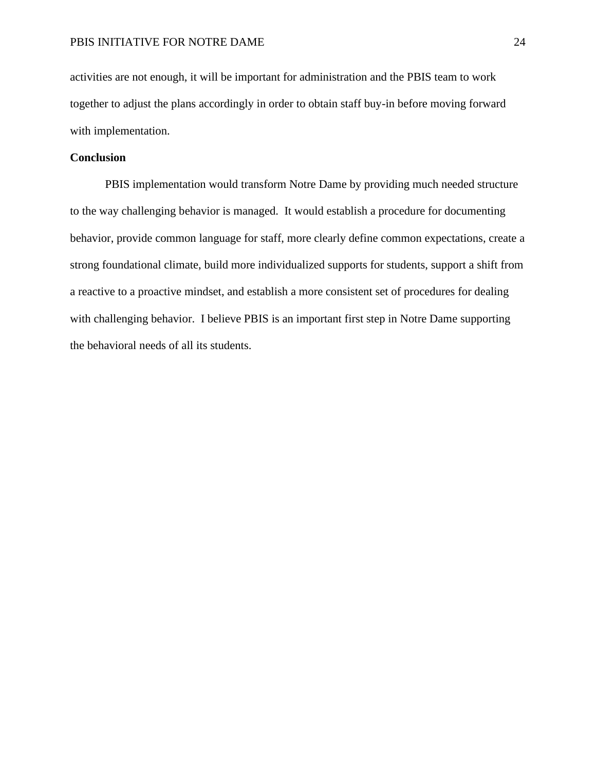activities are not enough, it will be important for administration and the PBIS team to work together to adjust the plans accordingly in order to obtain staff buy-in before moving forward with implementation.

## Conclusion

PBIS implementation would transform Notre Dame by providing much needed structure to the way challenging behavior is managed. It would establish a procedure for documenting behavior, provide common language for staff, more clearly define common expectations, create a strong foundational climate, build more individualized supports for students, support a shift from a reactive to a proactive mindset, and establish a more consistent set of procedures for dealing with challenging behavior. I believe PBIS is an important first step in Notre Dame supporting the behavioral needs of all its students.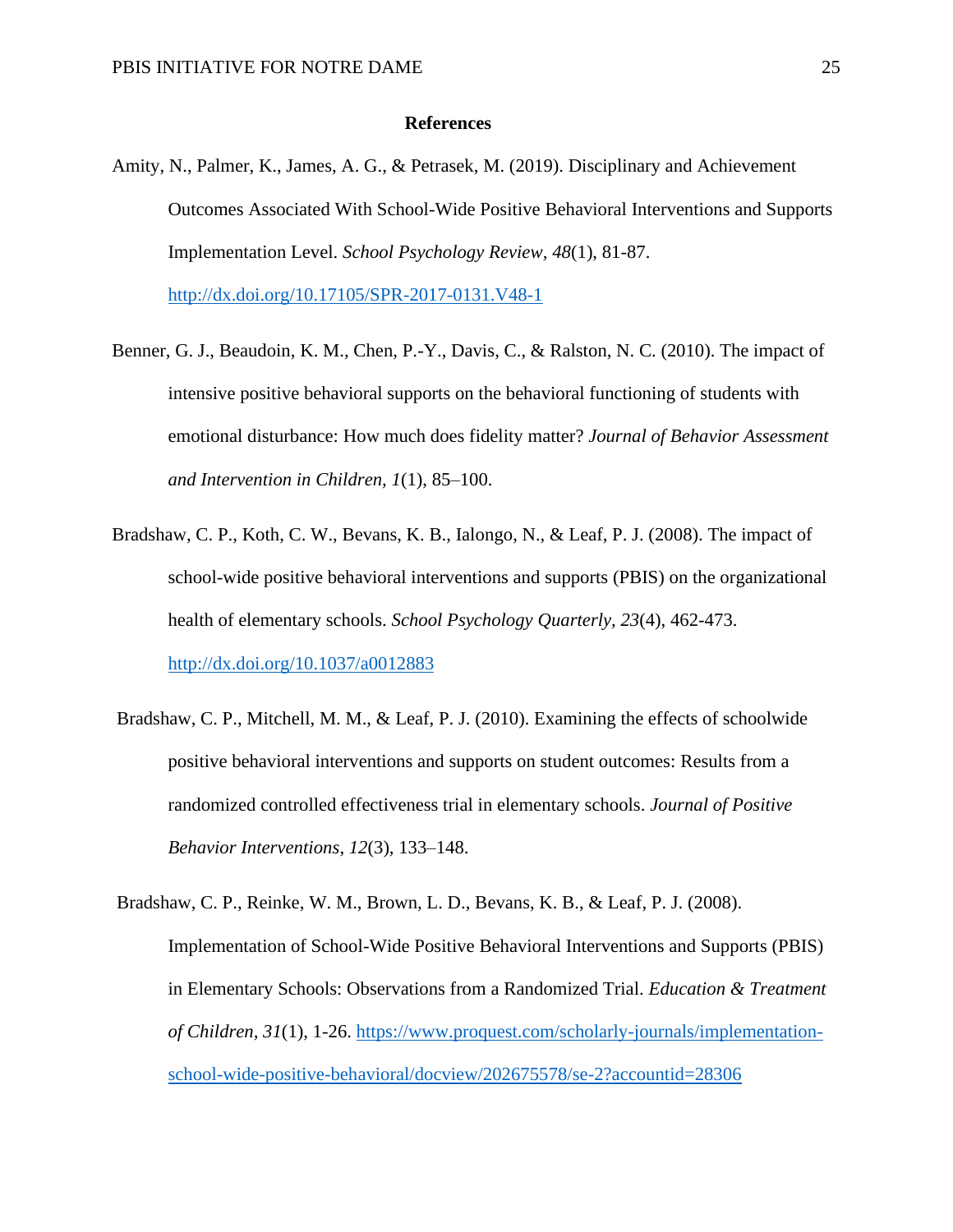## References

Amity, N., Palmer, K., James, A. G., & Petrasek, M. (2019). Disciplinary and Achievement Outcomes Associated With School-Wide Positive Behavioral Interventions and Supports Implementation Level. *School Psychology Review, 48*(1), 81-87. http://dx.doi.org/10.17105/SPR-2017-0131.V48-1

Benner, G. J., Beaudoin, K. M., Chen, P.-Y., Davis, C., & Ralston, N. C. (2010). The impact of intensive positive behavioral supports on the behavioral functioning of students with emotional disturbance: How much does fidelity matter? *Journal of Behavior Assessment and Intervention in Children, 1*(1), 85–100.

Bradshaw, C. P., Koth, C. W., Bevans, K. B., Ialongo, N., & Leaf, P. J. (2008). The impact of school-wide positive behavioral interventions and supports (PBIS) on the organizational health of elementary schools. *School Psychology Quarterly, 23*(4), 462-473. http://dx.doi.org/10.1037/a0012883

Bradshaw, C. P., Mitchell, M. M., & Leaf, P. J. (2010). Examining the effects of schoolwide positive behavioral interventions and supports on student outcomes: Results from a randomized controlled effectiveness trial in elementary schools. *Journal of Positive Behavior Interventions*, *12*(3), 133–148.

Bradshaw, C. P., Reinke, W. M., Brown, L. D., Bevans, K. B., & Leaf, P. J. (2008). Implementation of School-Wide Positive Behavioral Interventions and Supports (PBIS) in Elementary Schools: Observations from a Randomized Trial. *Education & Treatment of Children, 31*(1), 1-26. https://www.proquest.com/scholarly-journals/implementation-school-wide-positive-behavioral/docview/202675578/se-2?accountid=28306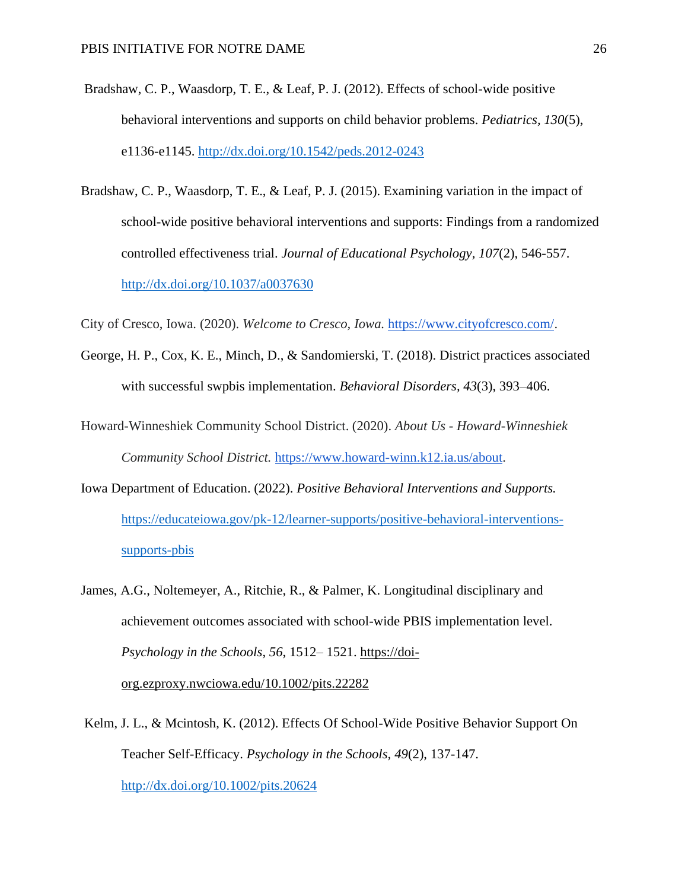Bradshaw, C. P., Waasdorp, T. E., & Leaf, P. J. (2012). Effects of school-wide positive behavioral interventions and supports on child behavior problems. *Pediatrics*, *130*(5), e1136-e1145. http://dx.doi.org/10.1542/peds.2012-0243

Bradshaw, C. P., Waasdorp, T. E., & Leaf, P. J. (2015). Examining variation in the impact of school-wide positive behavioral interventions and supports: Findings from a randomized controlled effectiveness trial. *Journal of Educational Psychology*, *107*(2), 546-557. http://dx.doi.org/10.1037/a0037630

City of Cresco, Iowa. (2020). *Welcome to Cresco, Iowa.* https://www.cityofcresco.com/.

George, H. P., Cox, K. E., Minch, D., & Sandomierski, T. (2018). District practices associated with successful swpbis implementation. *Behavioral Disorders*, *43*(3), 393–406.

Howard-Winneshiek Community School District. (2020). *About Us - Howard-Winneshiek Community School District.* https://www.howard-winn.k12.ia.us/about.

Iowa Department of Education. (2022). *Positive Behavioral Interventions and Supports.* https://educateiowa.gov/pk-12/learner-supports/positive-behavioral-interventions-supports-pbis

James, A.G., Noltemeyer, A., Ritchie, R., & Palmer, K. Longitudinal disciplinary and achievement outcomes associated with school-wide PBIS implementation level. *Psychology in the Schools*, *56*, 1512– 1521. https://doi-org.ezproxy.nwciowa.edu/10.1002/pits.22282

Kelm, J. L., & Mcintosh, K. (2012). Effects Of School-Wide Positive Behavior Support On Teacher Self-Efficacy. *Psychology in the Schools*, *49*(2), 137-147. http://dx.doi.org/10.1002/pits.20624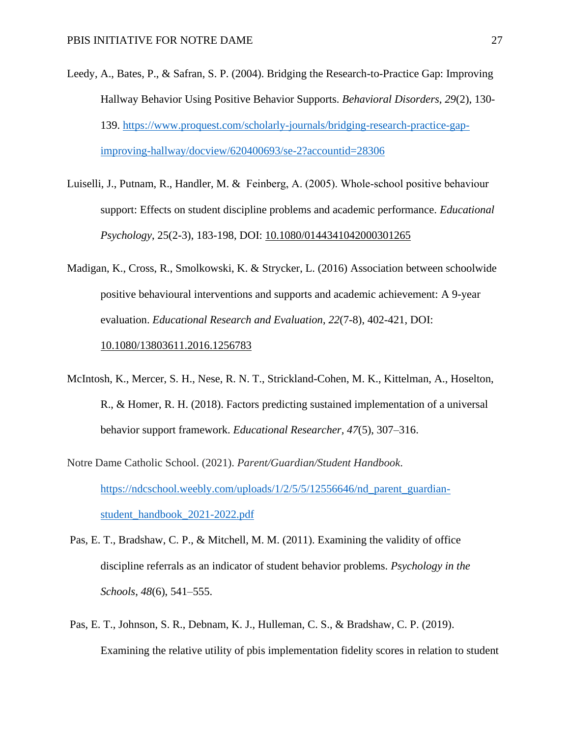Leedy, A., Bates, P., & Safran, S. P. (2004). Bridging the Research-to-Practice Gap: Improving Hallway Behavior Using Positive Behavior Supports. *Behavioral Disorders, 29*(2), 130-139. https://www.proquest.com/scholarly-journals/bridging-research-practice-gap-improving-hallway/docview/620400693/se-2?accountid=28306

Luiselli, J., Putnam, R., Handler, M. & Feinberg, A. (2005). Whole-school positive behaviour support: Effects on student discipline problems and academic performance. *Educational Psychology*, 25(2-3), 183-198, DOI: 10.1080/0144341042000301265

Madigan, K., Cross, R., Smolkowski, K. & Strycker, L. (2016) Association between schoolwide positive behavioural interventions and supports and academic achievement: A 9-year evaluation. *Educational Research and Evaluation, 22*(7-8), 402-421, DOI: 10.1080/13803611.2016.1256783

McIntosh, K., Mercer, S. H., Nese, R. N. T., Strickland-Cohen, M. K., Kittelman, A., Hoselton, R., & Homer, R. H. (2018). Factors predicting sustained implementation of a universal behavior support framework. *Educational Researcher, 47*(5), 307–316.

Notre Dame Catholic School. (2021). *Parent/Guardian/Student Handbook.* https://ndcschool.weebly.com/uploads/1/2/5/5/12556646/nd_parent_guardian-student_handbook_2021-2022.pdf

Pas, E. T., Bradshaw, C. P., & Mitchell, M. M. (2011). Examining the validity of office discipline referrals as an indicator of student behavior problems. *Psychology in the Schools*, *48*(6), 541–555.

Pas, E. T., Johnson, S. R., Debnam, K. J., Hulleman, C. S., & Bradshaw, C. P. (2019). Examining the relative utility of pbis implementation fidelity scores in relation to student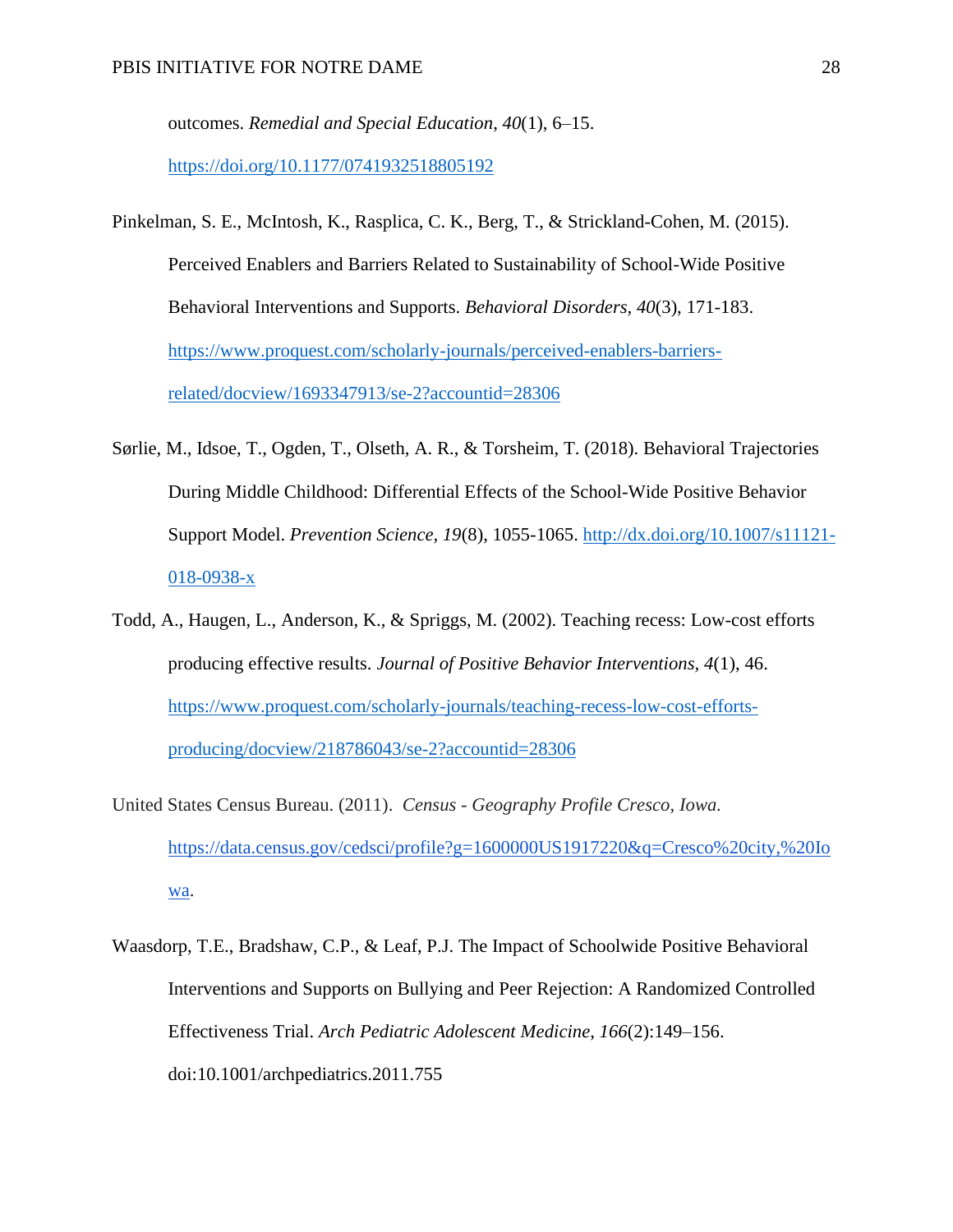outcomes. *Remedial and Special Education*, *40*(1), 6–15. https://doi.org/10.1177/0741932518805192

Pinkelman, S. E., McIntosh, K., Rasplica, C. K., Berg, T., & Strickland-Cohen, M. (2015). Perceived Enablers and Barriers Related to Sustainability of School-Wide Positive Behavioral Interventions and Supports. *Behavioral Disorders*, *40*(3), 171-183. https://www.proquest.com/scholarly-journals/perceived-enablers-barriers-related/docview/1693347913/se-2?accountid=28306

Sørlie, M., Idsoe, T., Ogden, T., Olseth, A. R., & Torsheim, T. (2018). Behavioral Trajectories During Middle Childhood: Differential Effects of the School-Wide Positive Behavior Support Model. *Prevention Science, 19*(8), 1055-1065. http://dx.doi.org/10.1007/s11121-018-0938-x

Todd, A., Haugen, L., Anderson, K., & Spriggs, M. (2002). Teaching recess: Low-cost efforts producing effective results. *Journal of Positive Behavior Interventions, 4*(1), 46. https://www.proquest.com/scholarly-journals/teaching-recess-low-cost-efforts-producing/docview/218786043/se-2?accountid=28306

United States Census Bureau. (2011). *Census - Geography Profile Cresco, Iowa.* https://data.census.gov/cedsci/profile?g=1600000US1917220&q=Cresco%20city,%20Iowa.

Waasdorp, T.E., Bradshaw, C.P., & Leaf, P.J. The Impact of Schoolwide Positive Behavioral Interventions and Supports on Bullying and Peer Rejection: A Randomized Controlled Effectiveness Trial. *Arch Pediatric Adolescent Medicine*, *166*(2):149–156. doi:10.1001/archpediatrics.2011.755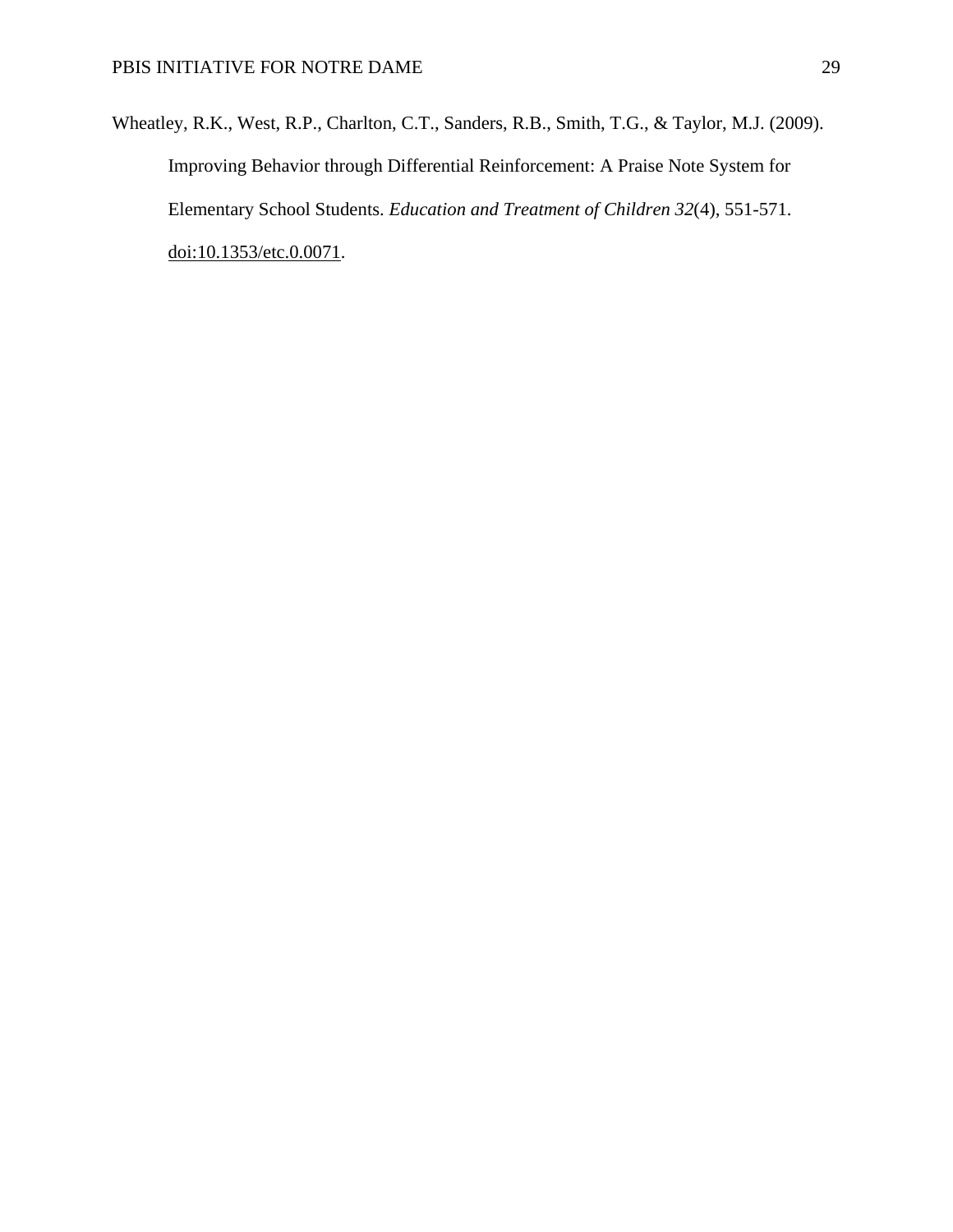Wheatley, R.K., West, R.P., Charlton, C.T., Sanders, R.B., Smith, T.G., & Taylor, M.J. (2009). Improving Behavior through Differential Reinforcement: A Praise Note System for Elementary School Students. *Education and Treatment of Children 32*(4), 551-571. doi:10.1353/etc.0.0071.